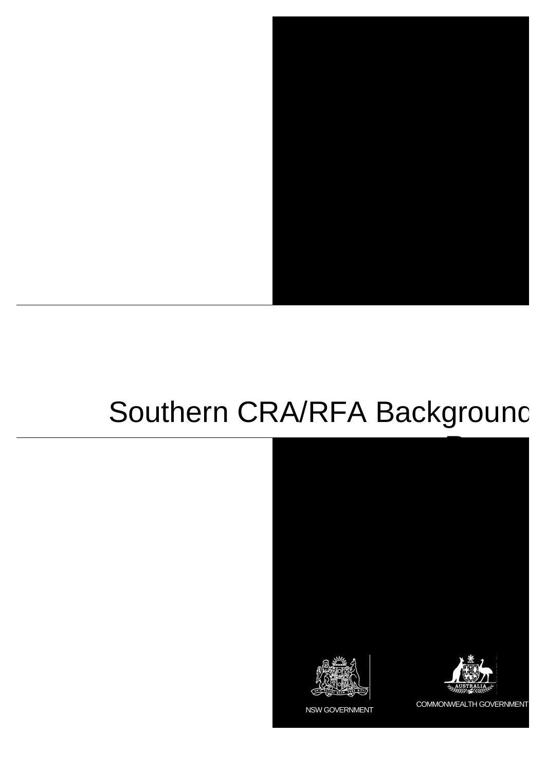# Southern CRA/RFA Background

NSW GOVERNMENT

COMMONWEALTH GOVERNMENT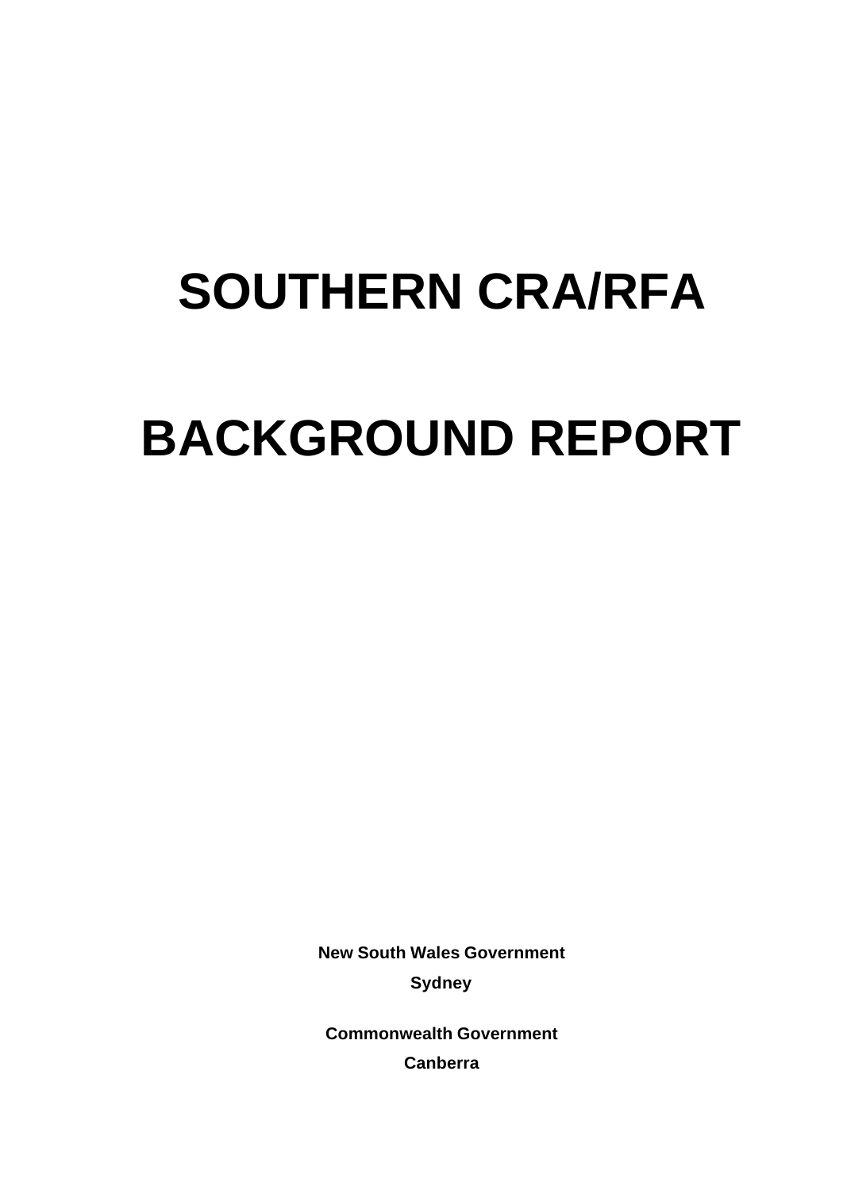# SOUTHERN CRA/RFA

# BACKGROUND REPORT

**New South Wales Government**

**Sydney**

**Commonwealth Government**

**Canberra**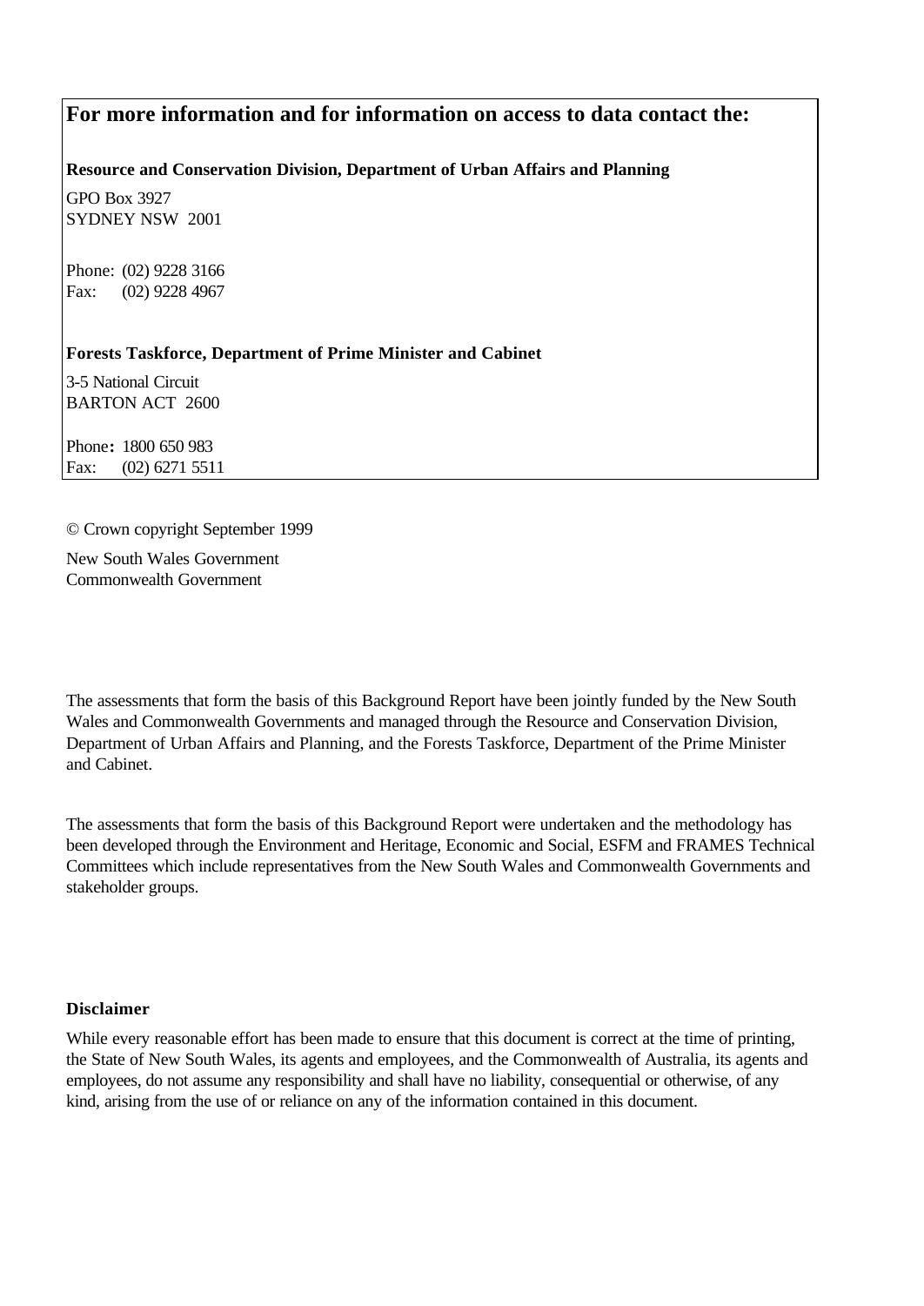## For more information and for information on access to data contact the:

**Resource and Conservation Division, Department of Urban Affairs and Planning**

GPO Box 3927
SYDNEY NSW 2001

Phone: (02) 9228 3166
Fax: (02) 9228 4967

**Forests Taskforce, Department of Prime Minister and Cabinet**

3-5 National Circuit
BARTON ACT 2600

Phone**:** 1800 650 983
Fax: (02) 6271 5511

© Crown copyright September 1999

New South Wales Government
Commonwealth Government

The assessments that form the basis of this Background Report have been jointly funded by the New South Wales and Commonwealth Governments and managed through the Resource and Conservation Division, Department of Urban Affairs and Planning, and the Forests Taskforce, Department of the Prime Minister and Cabinet.

The assessments that form the basis of this Background Report were undertaken and the methodology has been developed through the Environment and Heritage, Economic and Social, ESFM and FRAMES Technical Committees which include representatives from the New South Wales and Commonwealth Governments and stakeholder groups.

**Disclaimer**

While every reasonable effort has been made to ensure that this document is correct at the time of printing, the State of New South Wales, its agents and employees, and the Commonwealth of Australia, its agents and employees, do not assume any responsibility and shall have no liability, consequential or otherwise, of any kind, arising from the use of or reliance on any of the information contained in this document.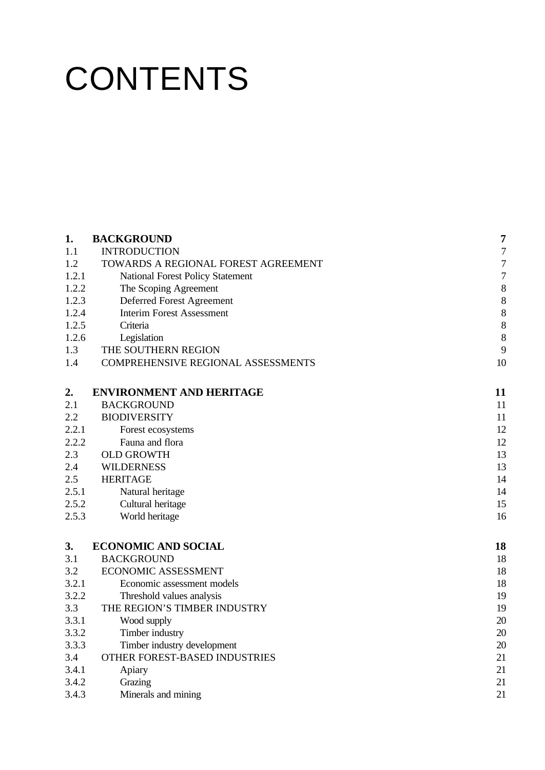# CONTENTS

| | | |
|---|---|---|
| **1.** | **BACKGROUND** | **7** |
| 1.1 | INTRODUCTION | 7 |
| 1.2 | TOWARDS A REGIONAL FOREST AGREEMENT | 7 |
| 1.2.1 | National Forest Policy Statement | 7 |
| 1.2.2 | The Scoping Agreement | 8 |
| 1.2.3 | Deferred Forest Agreement | 8 |
| 1.2.4 | Interim Forest Assessment | 8 |
| 1.2.5 | Criteria | 8 |
| 1.2.6 | Legislation | 8 |
| 1.3 | THE SOUTHERN REGION | 9 |
| 1.4 | COMPREHENSIVE REGIONAL ASSESSMENTS | 10 |
| **2.** | **ENVIRONMENT AND HERITAGE** | **11** |
| 2.1 | BACKGROUND | 11 |
| 2.2 | BIODIVERSITY | 11 |
| 2.2.1 | Forest ecosystems | 12 |
| 2.2.2 | Fauna and flora | 12 |
| 2.3 | OLD GROWTH | 13 |
| 2.4 | WILDERNESS | 13 |
| 2.5 | HERITAGE | 14 |
| 2.5.1 | Natural heritage | 14 |
| 2.5.2 | Cultural heritage | 15 |
| 2.5.3 | World heritage | 16 |
| **3.** | **ECONOMIC AND SOCIAL** | **18** |
| 3.1 | BACKGROUND | 18 |
| 3.2 | ECONOMIC ASSESSMENT | 18 |
| 3.2.1 | Economic assessment models | 18 |
| 3.2.2 | Threshold values analysis | 19 |
| 3.3 | THE REGION'S TIMBER INDUSTRY | 19 |
| 3.3.1 | Wood supply | 20 |
| 3.3.2 | Timber industry | 20 |
| 3.3.3 | Timber industry development | 20 |
| 3.4 | OTHER FOREST-BASED INDUSTRIES | 21 |
| 3.4.1 | Apiary | 21 |
| 3.4.2 | Grazing | 21 |
| 3.4.3 | Minerals and mining | 21 |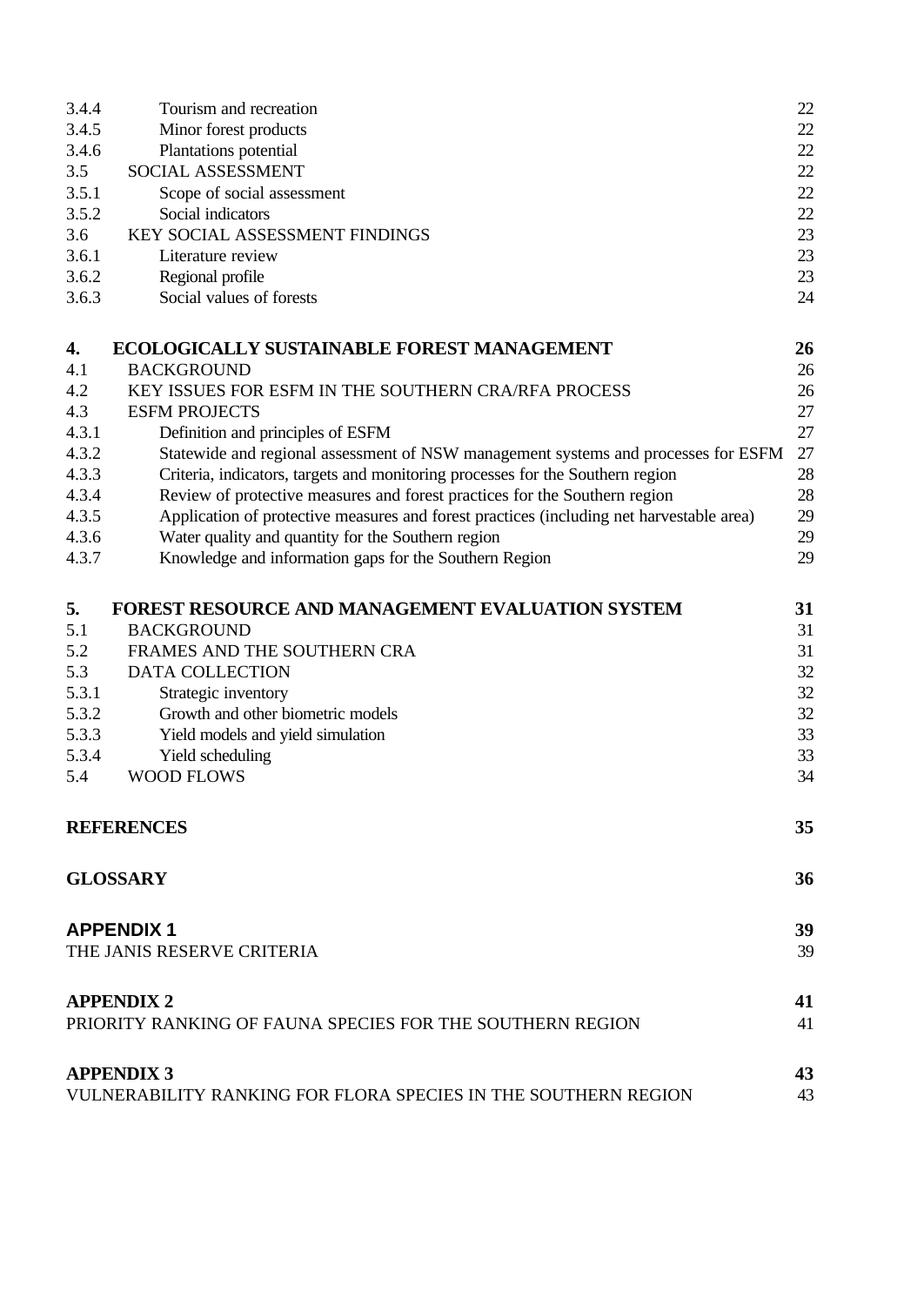| | | |
|---|---|---|
| 3.4.4 | Tourism and recreation | 22 |
| 3.4.5 | Minor forest products | 22 |
| 3.4.6 | Plantations potential | 22 |
| 3.5 | SOCIAL ASSESSMENT | 22 |
| 3.5.1 | Scope of social assessment | 22 |
| 3.5.2 | Social indicators | 22 |
| 3.6 | KEY SOCIAL ASSESSMENT FINDINGS | 23 |
| 3.6.1 | Literature review | 23 |
| 3.6.2 | Regional profile | 23 |
| 3.6.3 | Social values of forests | 24 |
| **4.** | **ECOLOGICALLY SUSTAINABLE FOREST MANAGEMENT** | **26** |
| 4.1 | BACKGROUND | 26 |
| 4.2 | KEY ISSUES FOR ESFM IN THE SOUTHERN CRA/RFA PROCESS | 26 |
| 4.3 | ESFM PROJECTS | 27 |
| 4.3.1 | Definition and principles of ESFM | 27 |
| 4.3.2 | Statewide and regional assessment of NSW management systems and processes for ESFM | 27 |
| 4.3.3 | Criteria, indicators, targets and monitoring processes for the Southern region | 28 |
| 4.3.4 | Review of protective measures and forest practices for the Southern region | 28 |
| 4.3.5 | Application of protective measures and forest practices (including net harvestable area) | 29 |
| 4.3.6 | Water quality and quantity for the Southern region | 29 |
| 4.3.7 | Knowledge and information gaps for the Southern Region | 29 |
| **5.** | **FOREST RESOURCE AND MANAGEMENT EVALUATION SYSTEM** | **31** |
| 5.1 | BACKGROUND | 31 |
| 5.2 | FRAMES AND THE SOUTHERN CRA | 31 |
| 5.3 | DATA COLLECTION | 32 |
| 5.3.1 | Strategic inventory | 32 |
| 5.3.2 | Growth and other biometric models | 32 |
| 5.3.3 | Yield models and yield simulation | 33 |
| 5.3.4 | Yield scheduling | 33 |
| 5.4 | WOOD FLOWS | 34 |
| **REFERENCES** | | **35** |
| **GLOSSARY** | | **36** |
| **APPENDIX 1** | | **39** |
| THE JANIS RESERVE CRITERIA | | 39 |
| **APPENDIX 2** | | **41** |
| PRIORITY RANKING OF FAUNA SPECIES FOR THE SOUTHERN REGION | | 41 |
| **APPENDIX 3** | | **43** |
| VULNERABILITY RANKING FOR FLORA SPECIES IN THE SOUTHERN REGION | | 43 |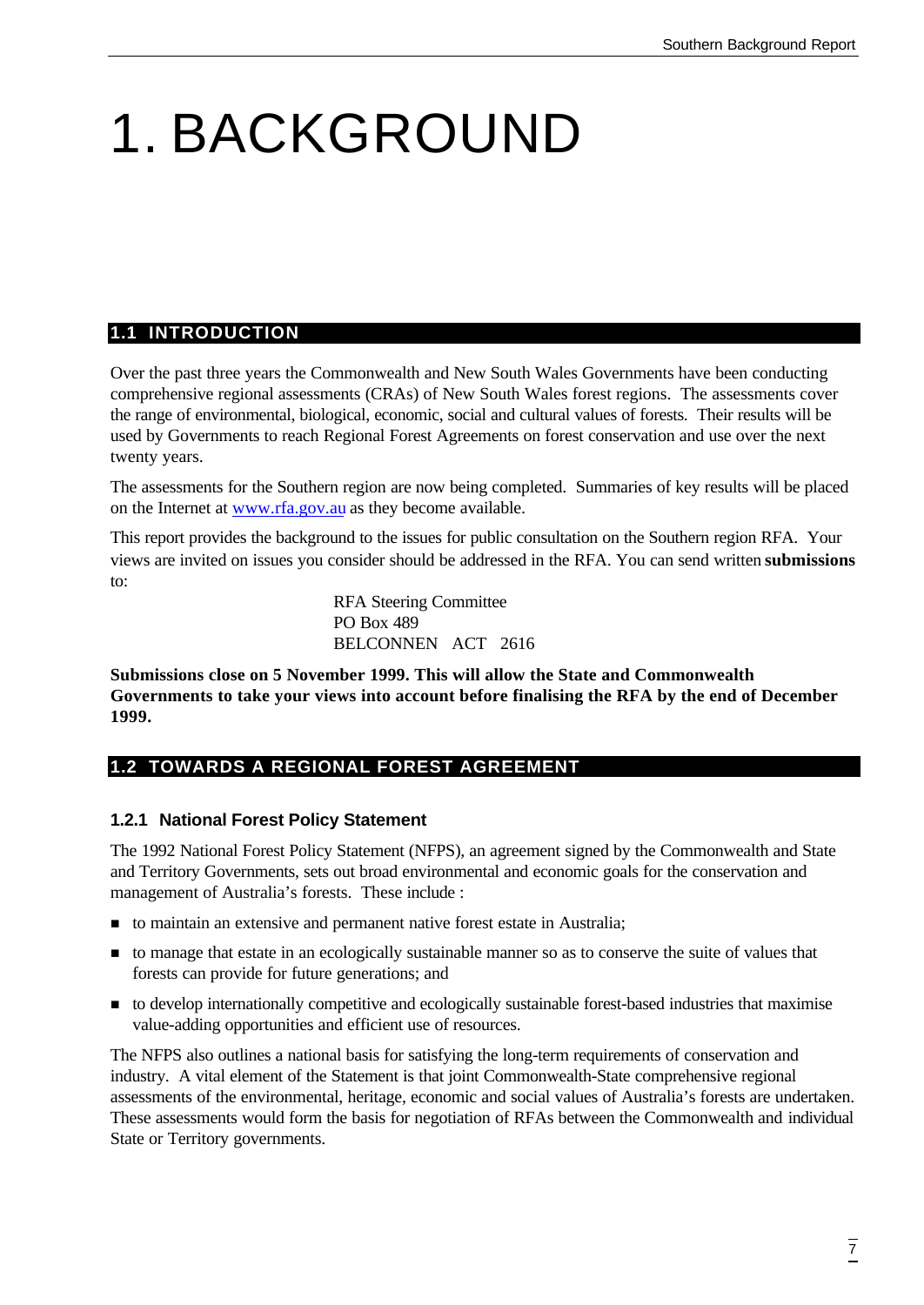# 1. BACKGROUND

## 1.1 INTRODUCTION

Over the past three years the Commonwealth and New South Wales Governments have been conducting comprehensive regional assessments (CRAs) of New South Wales forest regions. The assessments cover the range of environmental, biological, economic, social and cultural values of forests. Their results will be used by Governments to reach Regional Forest Agreements on forest conservation and use over the next twenty years.

The assessments for the Southern region are now being completed. Summaries of key results will be placed on the Internet at www.rfa.gov.au as they become available.

This report provides the background to the issues for public consultation on the Southern region RFA. Your views are invited on issues you consider should be addressed in the RFA. You can send written **submissions** to:

> RFA Steering Committee
> PO Box 489
> BELCONNEN ACT 2616

**Submissions close on 5 November 1999. This will allow the State and Commonwealth Governments to take your views into account before finalising the RFA by the end of December 1999.**

## 1.2 TOWARDS A REGIONAL FOREST AGREEMENT

### 1.2.1 National Forest Policy Statement

The 1992 National Forest Policy Statement (NFPS), an agreement signed by the Commonwealth and State and Territory Governments, sets out broad environmental and economic goals for the conservation and management of Australia's forests. These include :

- to maintain an extensive and permanent native forest estate in Australia;
- to manage that estate in an ecologically sustainable manner so as to conserve the suite of values that forests can provide for future generations; and
- to develop internationally competitive and ecologically sustainable forest-based industries that maximise value-adding opportunities and efficient use of resources.

The NFPS also outlines a national basis for satisfying the long-term requirements of conservation and industry. A vital element of the Statement is that joint Commonwealth-State comprehensive regional assessments of the environmental, heritage, economic and social values of Australia's forests are undertaken. These assessments would form the basis for negotiation of RFAs between the Commonwealth and individual State or Territory governments.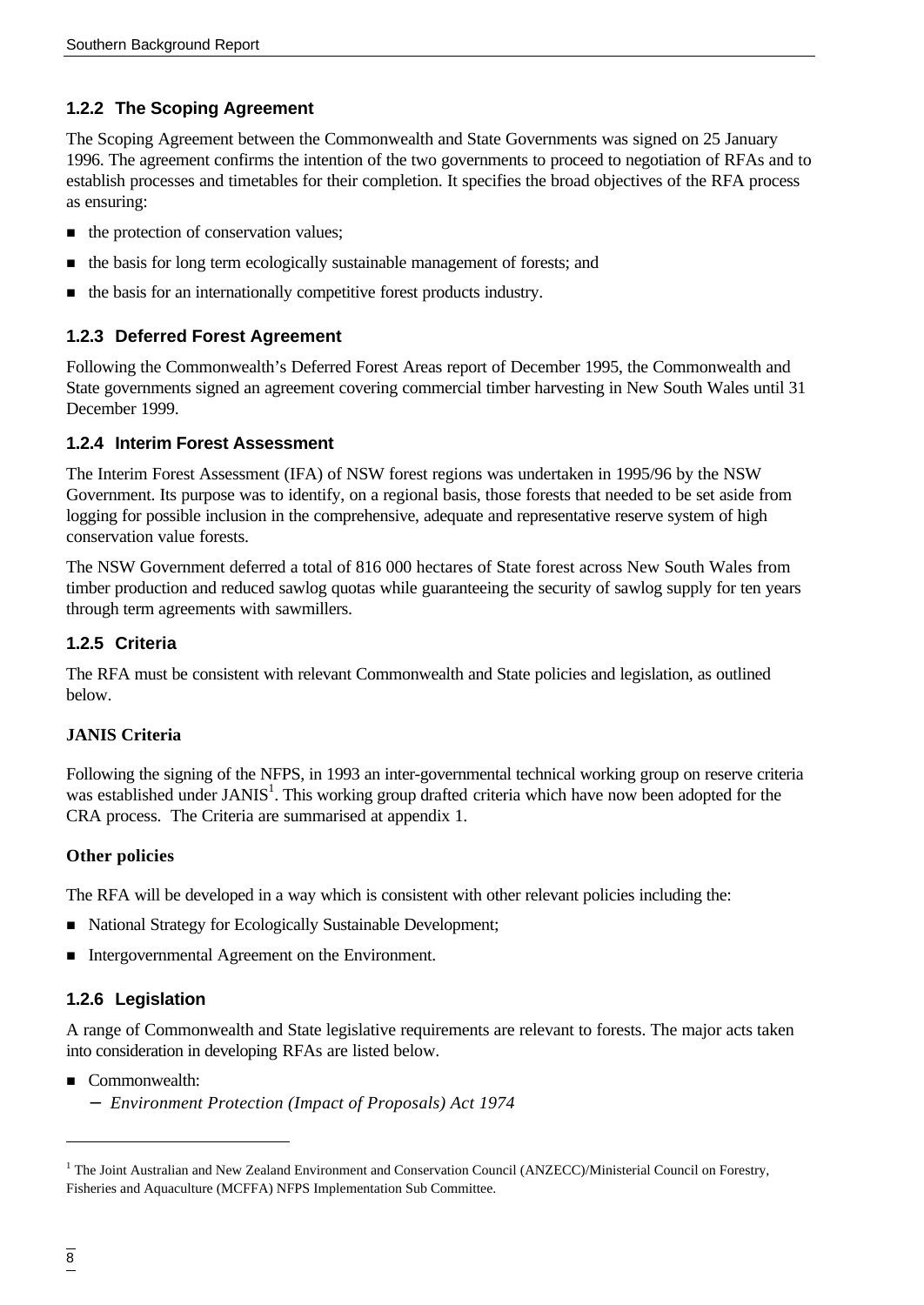### 1.2.2 The Scoping Agreement

The Scoping Agreement between the Commonwealth and State Governments was signed on 25 January 1996. The agreement confirms the intention of the two governments to proceed to negotiation of RFAs and to establish processes and timetables for their completion. It specifies the broad objectives of the RFA process as ensuring:

- the protection of conservation values;
- the basis for long term ecologically sustainable management of forests; and
- the basis for an internationally competitive forest products industry.

### 1.2.3 Deferred Forest Agreement

Following the Commonwealth's Deferred Forest Areas report of December 1995, the Commonwealth and State governments signed an agreement covering commercial timber harvesting in New South Wales until 31 December 1999.

### 1.2.4 Interim Forest Assessment

The Interim Forest Assessment (IFA) of NSW forest regions was undertaken in 1995/96 by the NSW Government. Its purpose was to identify, on a regional basis, those forests that needed to be set aside from logging for possible inclusion in the comprehensive, adequate and representative reserve system of high conservation value forests.

The NSW Government deferred a total of 816 000 hectares of State forest across New South Wales from timber production and reduced sawlog quotas while guaranteeing the security of sawlog supply for ten years through term agreements with sawmillers.

### 1.2.5 Criteria

The RFA must be consistent with relevant Commonwealth and State policies and legislation, as outlined below.

**JANIS Criteria**

Following the signing of the NFPS, in 1993 an inter-governmental technical working group on reserve criteria was established under JANIS[1]. This working group drafted criteria which have now been adopted for the CRA process. The Criteria are summarised at appendix 1.

**Other policies**

The RFA will be developed in a way which is consistent with other relevant policies including the:

- National Strategy for Ecologically Sustainable Development;
- Intergovernmental Agreement on the Environment.

### 1.2.6 Legislation

A range of Commonwealth and State legislative requirements are relevant to forests. The major acts taken into consideration in developing RFAs are listed below.

- Commonwealth:
  - *Environment Protection (Impact of Proposals) Act 1974*

[1] The Joint Australian and New Zealand Environment and Conservation Council (ANZECC)/Ministerial Council on Forestry, Fisheries and Aquaculture (MCFFA) NFPS Implementation Sub Committee.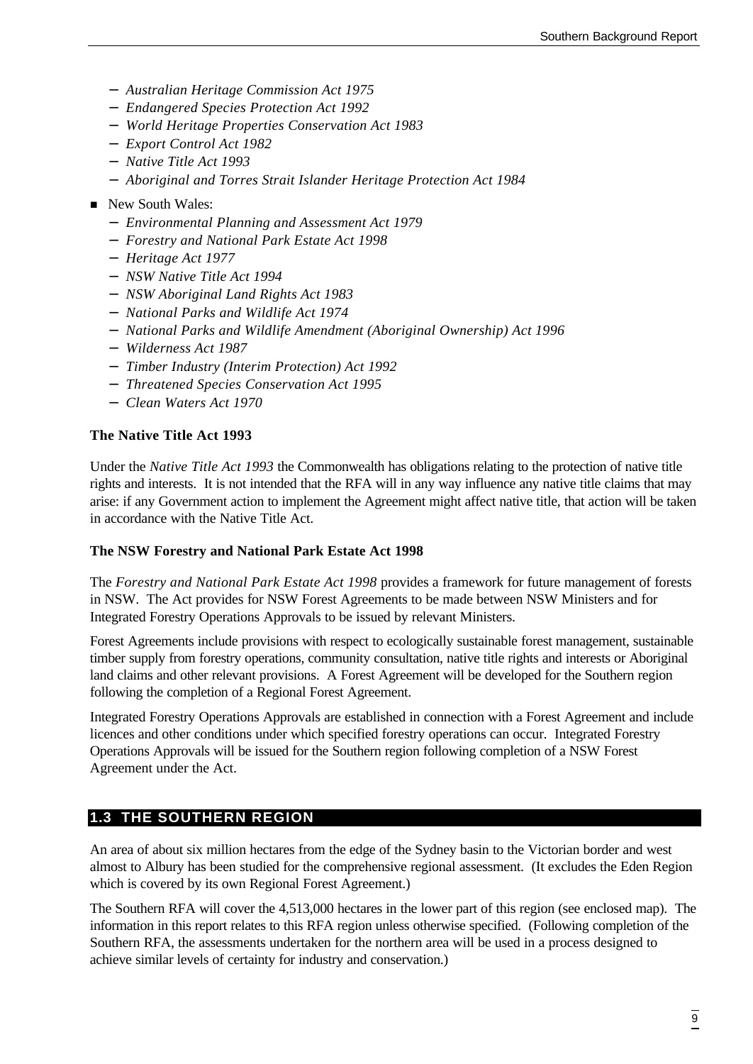- *Australian Heritage Commission Act 1975*
  - *Endangered Species Protection Act 1992*
  - *World Heritage Properties Conservation Act 1983*
  - *Export Control Act 1982*
  - *Native Title Act 1993*
  - *Aboriginal and Torres Strait Islander Heritage Protection Act 1984*

- New South Wales:
  - *Environmental Planning and Assessment Act 1979*
  - *Forestry and National Park Estate Act 1998*
  - *Heritage Act 1977*
  - *NSW Native Title Act 1994*
  - *NSW Aboriginal Land Rights Act 1983*
  - *National Parks and Wildlife Act 1974*
  - *National Parks and Wildlife Amendment (Aboriginal Ownership) Act 1996*
  - *Wilderness Act 1987*
  - *Timber Industry (Interim Protection) Act 1992*
  - *Threatened Species Conservation Act 1995*
  - *Clean Waters Act 1970*

**The Native Title Act 1993**

Under the *Native Title Act 1993* the Commonwealth has obligations relating to the protection of native title rights and interests. It is not intended that the RFA will in any way influence any native title claims that may arise: if any Government action to implement the Agreement might affect native title, that action will be taken in accordance with the Native Title Act.

**The NSW Forestry and National Park Estate Act 1998**

The *Forestry and National Park Estate Act 1998* provides a framework for future management of forests in NSW. The Act provides for NSW Forest Agreements to be made between NSW Ministers and for Integrated Forestry Operations Approvals to be issued by relevant Ministers.

Forest Agreements include provisions with respect to ecologically sustainable forest management, sustainable timber supply from forestry operations, community consultation, native title rights and interests or Aboriginal land claims and other relevant provisions. A Forest Agreement will be developed for the Southern region following the completion of a Regional Forest Agreement.

Integrated Forestry Operations Approvals are established in connection with a Forest Agreement and include licences and other conditions under which specified forestry operations can occur. Integrated Forestry Operations Approvals will be issued for the Southern region following completion of a NSW Forest Agreement under the Act.

## 1.3 THE SOUTHERN REGION

An area of about six million hectares from the edge of the Sydney basin to the Victorian border and west almost to Albury has been studied for the comprehensive regional assessment. (It excludes the Eden Region which is covered by its own Regional Forest Agreement.)

The Southern RFA will cover the 4,513,000 hectares in the lower part of this region (see enclosed map). The information in this report relates to this RFA region unless otherwise specified. (Following completion of the Southern RFA, the assessments undertaken for the northern area will be used in a process designed to achieve similar levels of certainty for industry and conservation.)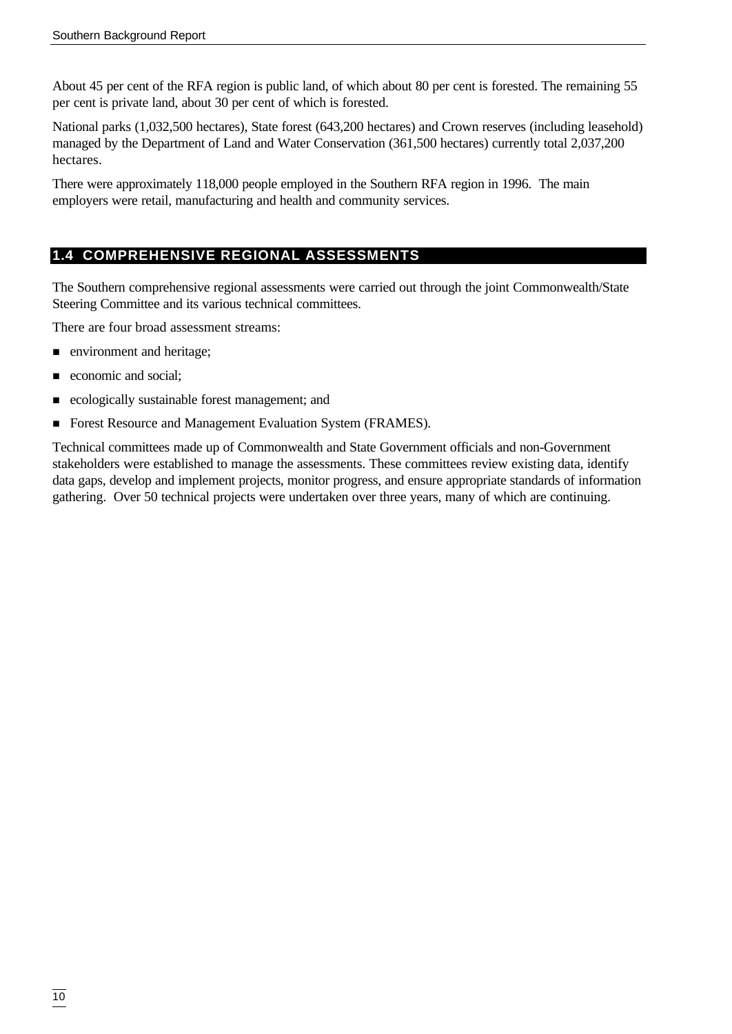About 45 per cent of the RFA region is public land, of which about 80 per cent is forested. The remaining 55 per cent is private land, about 30 per cent of which is forested.

National parks (1,032,500 hectares), State forest (643,200 hectares) and Crown reserves (including leasehold) managed by the Department of Land and Water Conservation (361,500 hectares) currently total 2,037,200 hectares.

There were approximately 118,000 people employed in the Southern RFA region in 1996. The main employers were retail, manufacturing and health and community services.

## 1.4 COMPREHENSIVE REGIONAL ASSESSMENTS

The Southern comprehensive regional assessments were carried out through the joint Commonwealth/State Steering Committee and its various technical committees.

There are four broad assessment streams:

- environment and heritage;
- economic and social;
- ecologically sustainable forest management; and
- Forest Resource and Management Evaluation System (FRAMES).

Technical committees made up of Commonwealth and State Government officials and non-Government stakeholders were established to manage the assessments. These committees review existing data, identify data gaps, develop and implement projects, monitor progress, and ensure appropriate standards of information gathering. Over 50 technical projects were undertaken over three years, many of which are continuing.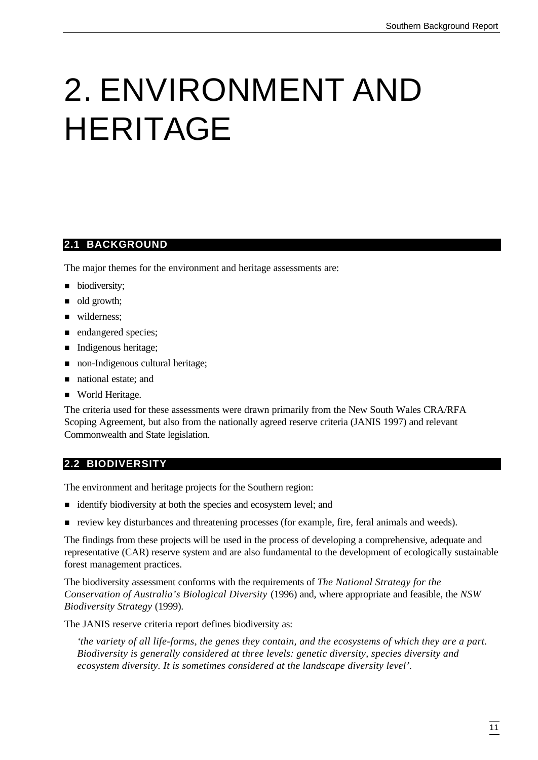# 2. ENVIRONMENT AND HERITAGE

## 2.1 BACKGROUND

The major themes for the environment and heritage assessments are:

- biodiversity;
- old growth;
- wilderness;
- endangered species;
- Indigenous heritage;
- non-Indigenous cultural heritage;
- national estate; and
- World Heritage.

The criteria used for these assessments were drawn primarily from the New South Wales CRA/RFA Scoping Agreement, but also from the nationally agreed reserve criteria (JANIS 1997) and relevant Commonwealth and State legislation.

## 2.2 BIODIVERSITY

The environment and heritage projects for the Southern region:

- identify biodiversity at both the species and ecosystem level; and
- review key disturbances and threatening processes (for example, fire, feral animals and weeds).

The findings from these projects will be used in the process of developing a comprehensive, adequate and representative (CAR) reserve system and are also fundamental to the development of ecologically sustainable forest management practices.

The biodiversity assessment conforms with the requirements of *The National Strategy for the Conservation of Australia's Biological Diversity* (1996) and, where appropriate and feasible, the *NSW Biodiversity Strategy* (1999).

The JANIS reserve criteria report defines biodiversity as:

> *'the variety of all life-forms, the genes they contain, and the ecosystems of which they are a part. Biodiversity is generally considered at three levels: genetic diversity, species diversity and ecosystem diversity. It is sometimes considered at the landscape diversity level'.*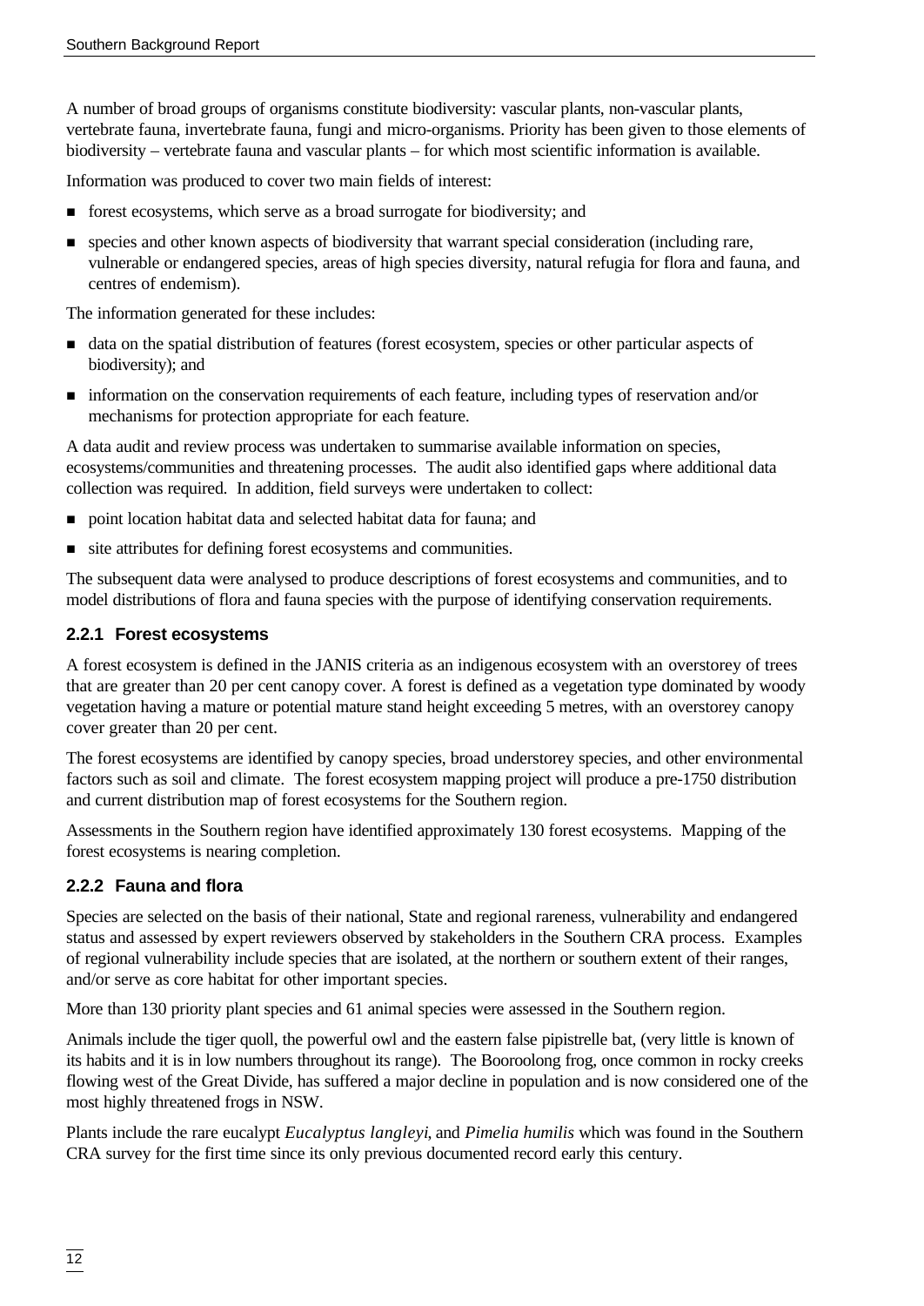A number of broad groups of organisms constitute biodiversity: vascular plants, non-vascular plants, vertebrate fauna, invertebrate fauna, fungi and micro-organisms. Priority has been given to those elements of biodiversity – vertebrate fauna and vascular plants – for which most scientific information is available.

Information was produced to cover two main fields of interest:

- forest ecosystems, which serve as a broad surrogate for biodiversity; and
- species and other known aspects of biodiversity that warrant special consideration (including rare, vulnerable or endangered species, areas of high species diversity, natural refugia for flora and fauna, and centres of endemism).

The information generated for these includes:

- data on the spatial distribution of features (forest ecosystem, species or other particular aspects of biodiversity); and
- information on the conservation requirements of each feature, including types of reservation and/or mechanisms for protection appropriate for each feature.

A data audit and review process was undertaken to summarise available information on species, ecosystems/communities and threatening processes. The audit also identified gaps where additional data collection was required. In addition, field surveys were undertaken to collect:

- point location habitat data and selected habitat data for fauna; and
- site attributes for defining forest ecosystems and communities.

The subsequent data were analysed to produce descriptions of forest ecosystems and communities, and to model distributions of flora and fauna species with the purpose of identifying conservation requirements.

### 2.2.1 Forest ecosystems

A forest ecosystem is defined in the JANIS criteria as an indigenous ecosystem with an overstorey of trees that are greater than 20 per cent canopy cover. A forest is defined as a vegetation type dominated by woody vegetation having a mature or potential mature stand height exceeding 5 metres, with an overstorey canopy cover greater than 20 per cent.

The forest ecosystems are identified by canopy species, broad understorey species, and other environmental factors such as soil and climate. The forest ecosystem mapping project will produce a pre-1750 distribution and current distribution map of forest ecosystems for the Southern region.

Assessments in the Southern region have identified approximately 130 forest ecosystems. Mapping of the forest ecosystems is nearing completion.

### 2.2.2 Fauna and flora

Species are selected on the basis of their national, State and regional rareness, vulnerability and endangered status and assessed by expert reviewers observed by stakeholders in the Southern CRA process. Examples of regional vulnerability include species that are isolated, at the northern or southern extent of their ranges, and/or serve as core habitat for other important species.

More than 130 priority plant species and 61 animal species were assessed in the Southern region.

Animals include the tiger quoll, the powerful owl and the eastern false pipistrelle bat, (very little is known of its habits and it is in low numbers throughout its range). The Booroolong frog, once common in rocky creeks flowing west of the Great Divide, has suffered a major decline in population and is now considered one of the most highly threatened frogs in NSW.

Plants include the rare eucalypt *Eucalyptus langleyi*, and *Pimelia humilis* which was found in the Southern CRA survey for the first time since its only previous documented record early this century.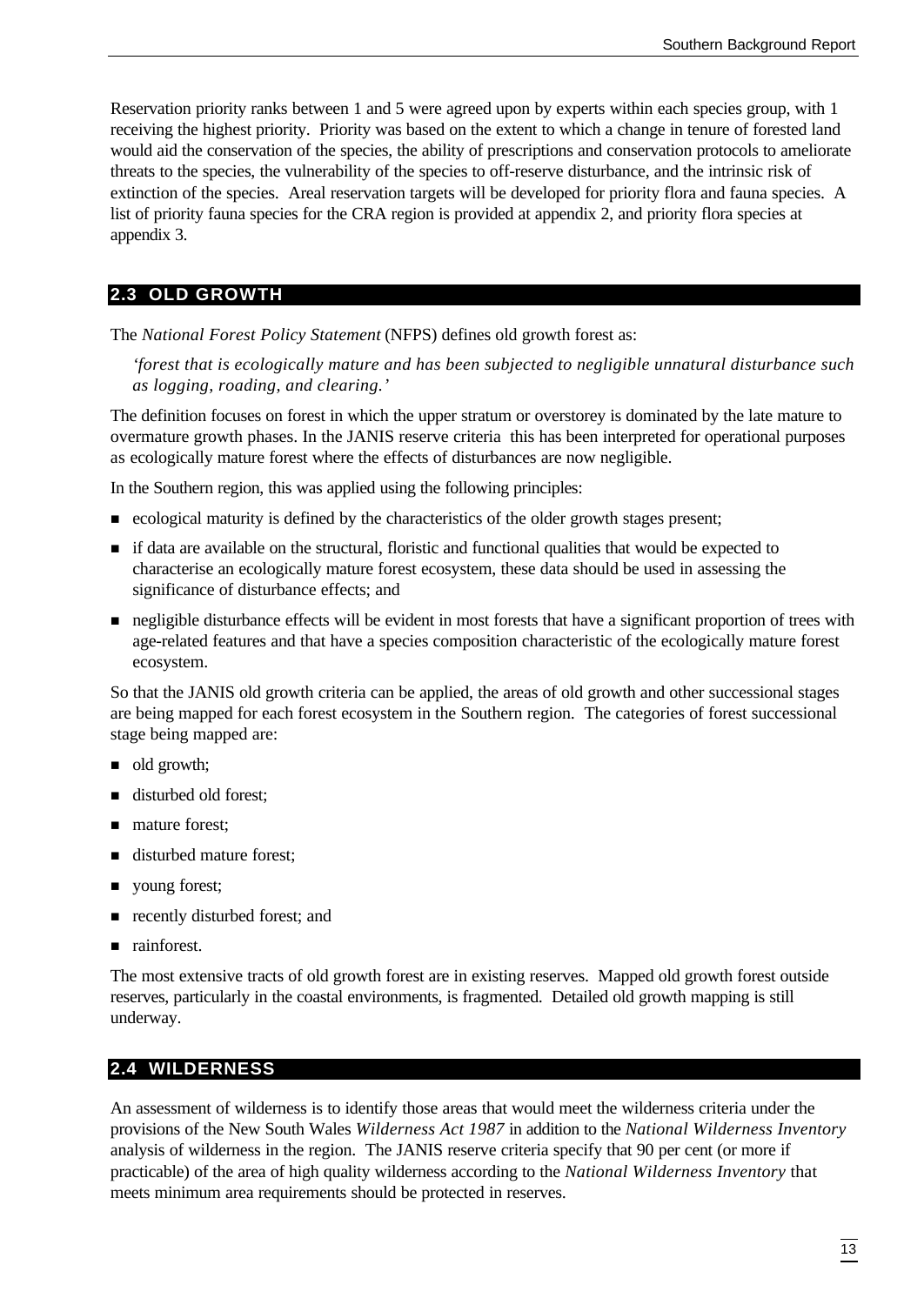Reservation priority ranks between 1 and 5 were agreed upon by experts within each species group, with 1 receiving the highest priority. Priority was based on the extent to which a change in tenure of forested land would aid the conservation of the species, the ability of prescriptions and conservation protocols to ameliorate threats to the species, the vulnerability of the species to off-reserve disturbance, and the intrinsic risk of extinction of the species. Areal reservation targets will be developed for priority flora and fauna species. A list of priority fauna species for the CRA region is provided at appendix 2, and priority flora species at appendix 3.

## 2.3 OLD GROWTH

The *National Forest Policy Statement* (NFPS) defines old growth forest as:

> *'forest that is ecologically mature and has been subjected to negligible unnatural disturbance such as logging, roading, and clearing.'*

The definition focuses on forest in which the upper stratum or overstorey is dominated by the late mature to overmature growth phases. In the JANIS reserve criteria this has been interpreted for operational purposes as ecologically mature forest where the effects of disturbances are now negligible.

In the Southern region, this was applied using the following principles:

- ecological maturity is defined by the characteristics of the older growth stages present;
- if data are available on the structural, floristic and functional qualities that would be expected to characterise an ecologically mature forest ecosystem, these data should be used in assessing the significance of disturbance effects; and
- negligible disturbance effects will be evident in most forests that have a significant proportion of trees with age-related features and that have a species composition characteristic of the ecologically mature forest ecosystem.

So that the JANIS old growth criteria can be applied, the areas of old growth and other successional stages are being mapped for each forest ecosystem in the Southern region. The categories of forest successional stage being mapped are:

- old growth;
- disturbed old forest;
- mature forest;
- disturbed mature forest;
- young forest;
- recently disturbed forest; and
- rainforest.

The most extensive tracts of old growth forest are in existing reserves. Mapped old growth forest outside reserves, particularly in the coastal environments, is fragmented. Detailed old growth mapping is still underway.

## 2.4 WILDERNESS

An assessment of wilderness is to identify those areas that would meet the wilderness criteria under the provisions of the New South Wales *Wilderness Act 1987* in addition to the *National Wilderness Inventory* analysis of wilderness in the region. The JANIS reserve criteria specify that 90 per cent (or more if practicable) of the area of high quality wilderness according to the *National Wilderness Inventory* that meets minimum area requirements should be protected in reserves.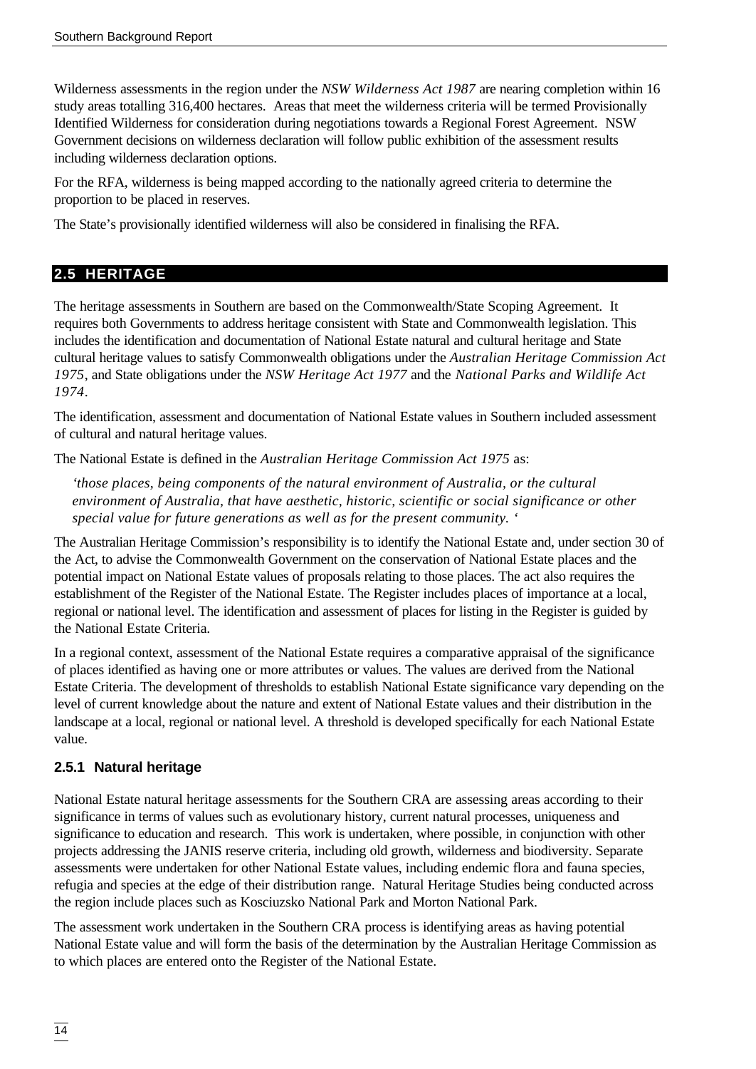Wilderness assessments in the region under the *NSW Wilderness Act 1987* are nearing completion within 16 study areas totalling 316,400 hectares. Areas that meet the wilderness criteria will be termed Provisionally Identified Wilderness for consideration during negotiations towards a Regional Forest Agreement. NSW Government decisions on wilderness declaration will follow public exhibition of the assessment results including wilderness declaration options.

For the RFA, wilderness is being mapped according to the nationally agreed criteria to determine the proportion to be placed in reserves.

The State's provisionally identified wilderness will also be considered in finalising the RFA.

## 2.5 HERITAGE

The heritage assessments in Southern are based on the Commonwealth/State Scoping Agreement. It requires both Governments to address heritage consistent with State and Commonwealth legislation. This includes the identification and documentation of National Estate natural and cultural heritage and State cultural heritage values to satisfy Commonwealth obligations under the *Australian Heritage Commission Act 1975*, and State obligations under the *NSW Heritage Act 1977* and the *National Parks and Wildlife Act 1974*.

The identification, assessment and documentation of National Estate values in Southern included assessment of cultural and natural heritage values.

The National Estate is defined in the *Australian Heritage Commission Act 1975* as:

> *'those places, being components of the natural environment of Australia, or the cultural environment of Australia, that have aesthetic, historic, scientific or social significance or other special value for future generations as well as for the present community. '*

The Australian Heritage Commission's responsibility is to identify the National Estate and, under section 30 of the Act, to advise the Commonwealth Government on the conservation of National Estate places and the potential impact on National Estate values of proposals relating to those places. The act also requires the establishment of the Register of the National Estate. The Register includes places of importance at a local, regional or national level. The identification and assessment of places for listing in the Register is guided by the National Estate Criteria.

In a regional context, assessment of the National Estate requires a comparative appraisal of the significance of places identified as having one or more attributes or values. The values are derived from the National Estate Criteria. The development of thresholds to establish National Estate significance vary depending on the level of current knowledge about the nature and extent of National Estate values and their distribution in the landscape at a local, regional or national level. A threshold is developed specifically for each National Estate value.

### 2.5.1 Natural heritage

National Estate natural heritage assessments for the Southern CRA are assessing areas according to their significance in terms of values such as evolutionary history, current natural processes, uniqueness and significance to education and research. This work is undertaken, where possible, in conjunction with other projects addressing the JANIS reserve criteria, including old growth, wilderness and biodiversity. Separate assessments were undertaken for other National Estate values, including endemic flora and fauna species, refugia and species at the edge of their distribution range. Natural Heritage Studies being conducted across the region include places such as Kosciuzsko National Park and Morton National Park.

The assessment work undertaken in the Southern CRA process is identifying areas as having potential National Estate value and will form the basis of the determination by the Australian Heritage Commission as to which places are entered onto the Register of the National Estate.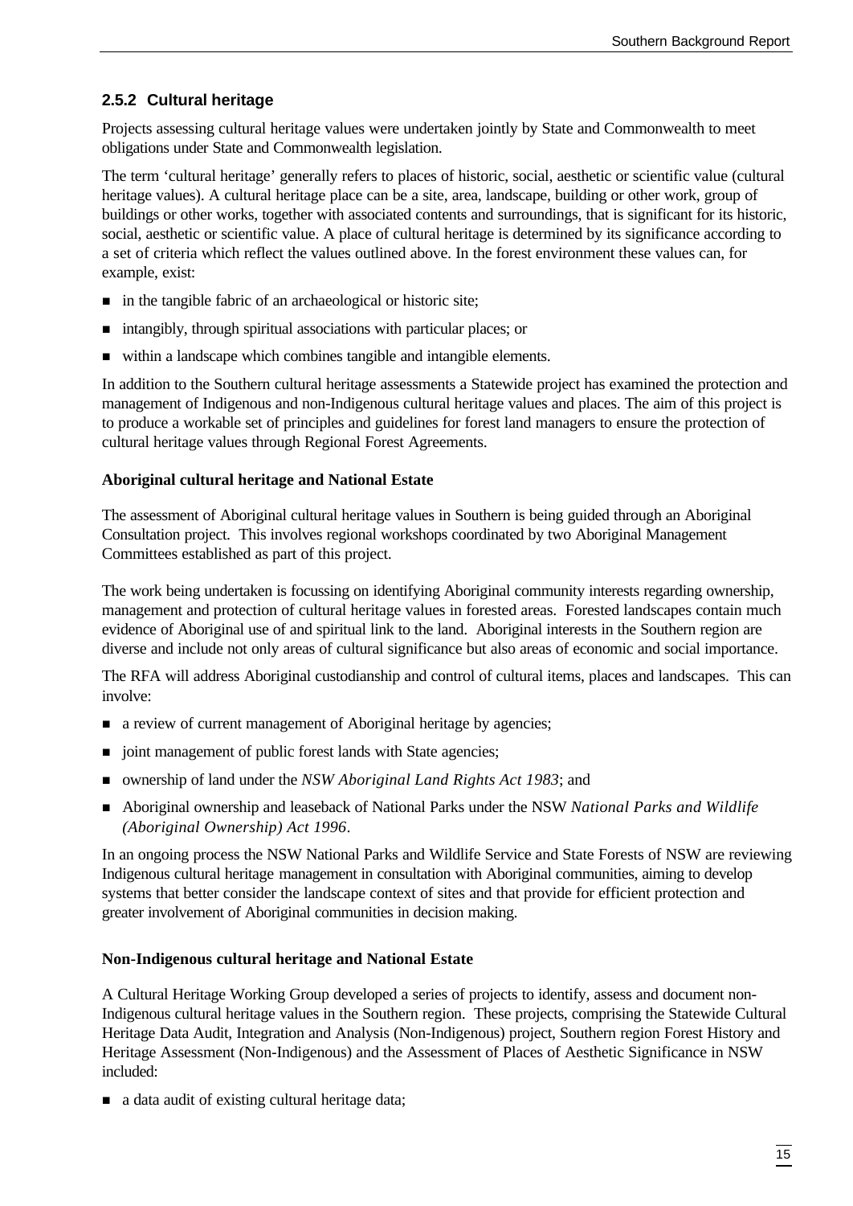### 2.5.2 Cultural heritage

Projects assessing cultural heritage values were undertaken jointly by State and Commonwealth to meet obligations under State and Commonwealth legislation.

The term 'cultural heritage' generally refers to places of historic, social, aesthetic or scientific value (cultural heritage values). A cultural heritage place can be a site, area, landscape, building or other work, group of buildings or other works, together with associated contents and surroundings, that is significant for its historic, social, aesthetic or scientific value. A place of cultural heritage is determined by its significance according to a set of criteria which reflect the values outlined above. In the forest environment these values can, for example, exist:

- in the tangible fabric of an archaeological or historic site;
- intangibly, through spiritual associations with particular places; or
- within a landscape which combines tangible and intangible elements.

In addition to the Southern cultural heritage assessments a Statewide project has examined the protection and management of Indigenous and non-Indigenous cultural heritage values and places. The aim of this project is to produce a workable set of principles and guidelines for forest land managers to ensure the protection of cultural heritage values through Regional Forest Agreements.

**Aboriginal cultural heritage and National Estate**

The assessment of Aboriginal cultural heritage values in Southern is being guided through an Aboriginal Consultation project. This involves regional workshops coordinated by two Aboriginal Management Committees established as part of this project.

The work being undertaken is focussing on identifying Aboriginal community interests regarding ownership, management and protection of cultural heritage values in forested areas. Forested landscapes contain much evidence of Aboriginal use of and spiritual link to the land. Aboriginal interests in the Southern region are diverse and include not only areas of cultural significance but also areas of economic and social importance.

The RFA will address Aboriginal custodianship and control of cultural items, places and landscapes. This can involve:

- a review of current management of Aboriginal heritage by agencies;
- joint management of public forest lands with State agencies;
- ownership of land under the *NSW Aboriginal Land Rights Act 1983*; and
- Aboriginal ownership and leaseback of National Parks under the NSW *National Parks and Wildlife (Aboriginal Ownership) Act 1996*.

In an ongoing process the NSW National Parks and Wildlife Service and State Forests of NSW are reviewing Indigenous cultural heritage management in consultation with Aboriginal communities, aiming to develop systems that better consider the landscape context of sites and that provide for efficient protection and greater involvement of Aboriginal communities in decision making.

**Non-Indigenous cultural heritage and National Estate**

A Cultural Heritage Working Group developed a series of projects to identify, assess and document non-Indigenous cultural heritage values in the Southern region. These projects, comprising the Statewide Cultural Heritage Data Audit, Integration and Analysis (Non-Indigenous) project, Southern region Forest History and Heritage Assessment (Non-Indigenous) and the Assessment of Places of Aesthetic Significance in NSW included:

- a data audit of existing cultural heritage data;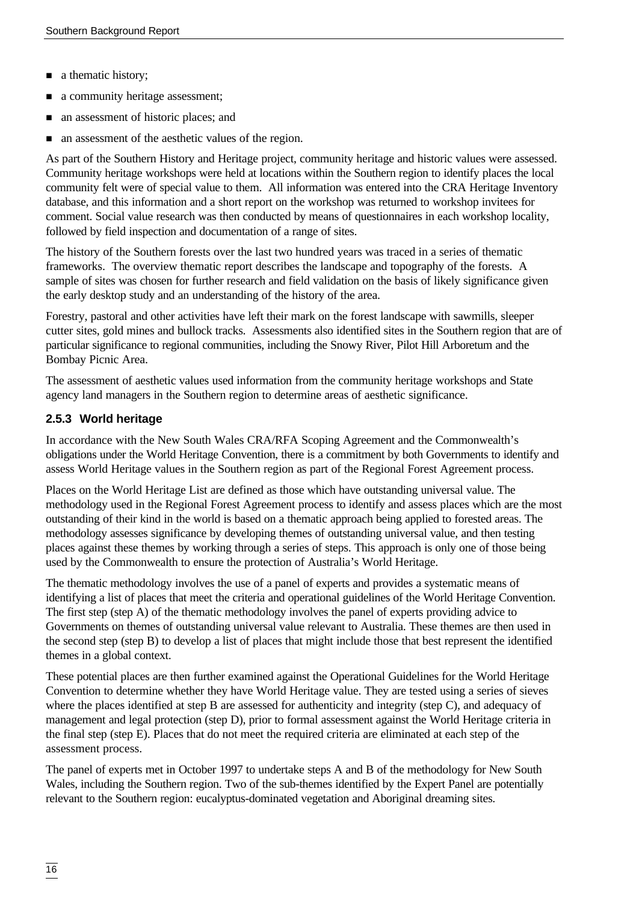- a thematic history;
- a community heritage assessment;
- an assessment of historic places; and
- an assessment of the aesthetic values of the region.

As part of the Southern History and Heritage project, community heritage and historic values were assessed. Community heritage workshops were held at locations within the Southern region to identify places the local community felt were of special value to them. All information was entered into the CRA Heritage Inventory database, and this information and a short report on the workshop was returned to workshop invitees for comment. Social value research was then conducted by means of questionnaires in each workshop locality, followed by field inspection and documentation of a range of sites.

The history of the Southern forests over the last two hundred years was traced in a series of thematic frameworks. The overview thematic report describes the landscape and topography of the forests. A sample of sites was chosen for further research and field validation on the basis of likely significance given the early desktop study and an understanding of the history of the area.

Forestry, pastoral and other activities have left their mark on the forest landscape with sawmills, sleeper cutter sites, gold mines and bullock tracks. Assessments also identified sites in the Southern region that are of particular significance to regional communities, including the Snowy River, Pilot Hill Arboretum and the Bombay Picnic Area.

The assessment of aesthetic values used information from the community heritage workshops and State agency land managers in the Southern region to determine areas of aesthetic significance.

### 2.5.3 World heritage

In accordance with the New South Wales CRA/RFA Scoping Agreement and the Commonwealth's obligations under the World Heritage Convention, there is a commitment by both Governments to identify and assess World Heritage values in the Southern region as part of the Regional Forest Agreement process.

Places on the World Heritage List are defined as those which have outstanding universal value. The methodology used in the Regional Forest Agreement process to identify and assess places which are the most outstanding of their kind in the world is based on a thematic approach being applied to forested areas. The methodology assesses significance by developing themes of outstanding universal value, and then testing places against these themes by working through a series of steps. This approach is only one of those being used by the Commonwealth to ensure the protection of Australia's World Heritage.

The thematic methodology involves the use of a panel of experts and provides a systematic means of identifying a list of places that meet the criteria and operational guidelines of the World Heritage Convention. The first step (step A) of the thematic methodology involves the panel of experts providing advice to Governments on themes of outstanding universal value relevant to Australia. These themes are then used in the second step (step B) to develop a list of places that might include those that best represent the identified themes in a global context.

These potential places are then further examined against the Operational Guidelines for the World Heritage Convention to determine whether they have World Heritage value. They are tested using a series of sieves where the places identified at step B are assessed for authenticity and integrity (step C), and adequacy of management and legal protection (step D), prior to formal assessment against the World Heritage criteria in the final step (step E). Places that do not meet the required criteria are eliminated at each step of the assessment process.

The panel of experts met in October 1997 to undertake steps A and B of the methodology for New South Wales, including the Southern region. Two of the sub-themes identified by the Expert Panel are potentially relevant to the Southern region: eucalyptus-dominated vegetation and Aboriginal dreaming sites.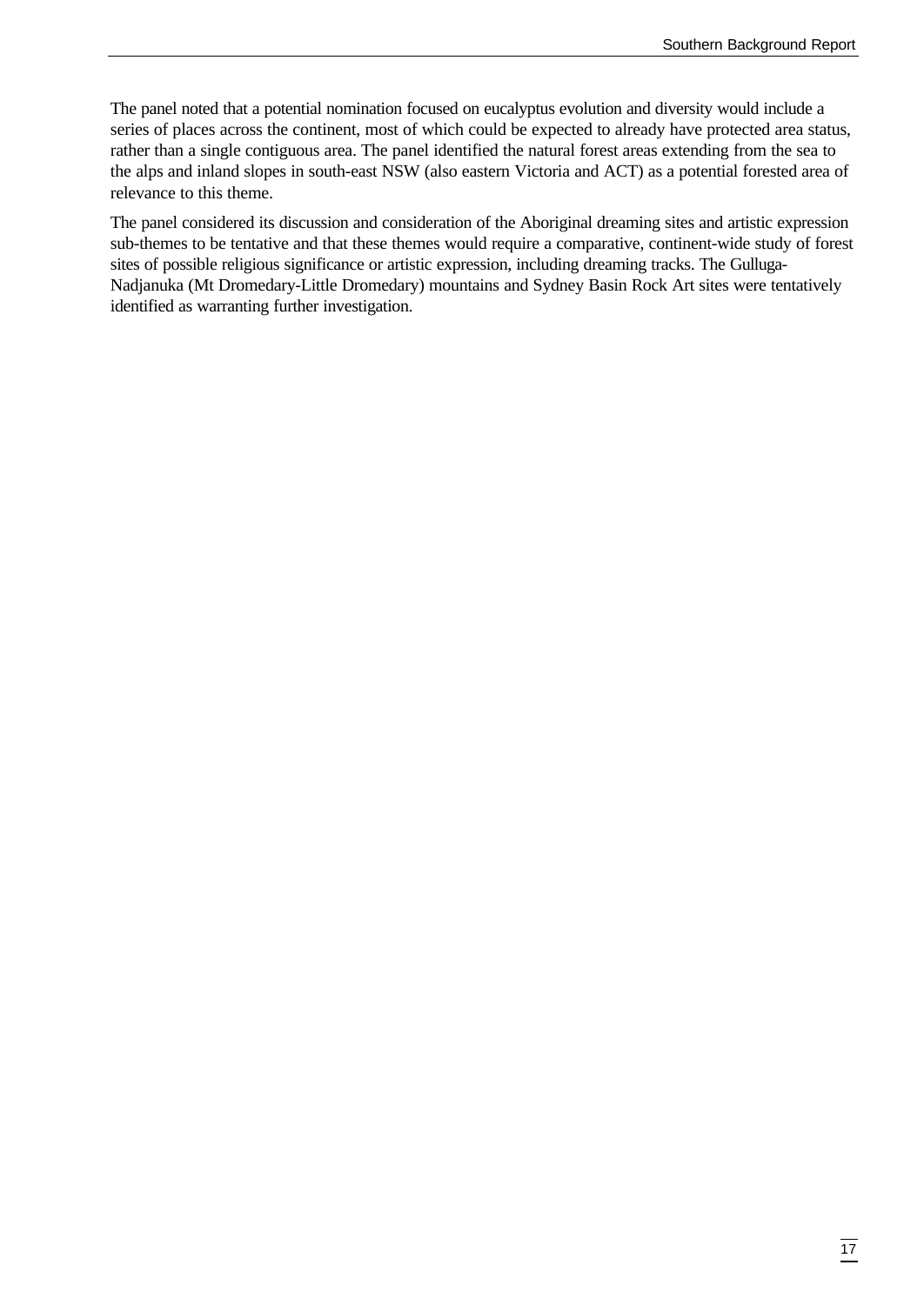The panel noted that a potential nomination focused on eucalyptus evolution and diversity would include a series of places across the continent, most of which could be expected to already have protected area status, rather than a single contiguous area. The panel identified the natural forest areas extending from the sea to the alps and inland slopes in south-east NSW (also eastern Victoria and ACT) as a potential forested area of relevance to this theme.

The panel considered its discussion and consideration of the Aboriginal dreaming sites and artistic expression sub-themes to be tentative and that these themes would require a comparative, continent-wide study of forest sites of possible religious significance or artistic expression, including dreaming tracks. The Gulluga-Nadjanuka (Mt Dromedary-Little Dromedary) mountains and Sydney Basin Rock Art sites were tentatively identified as warranting further investigation.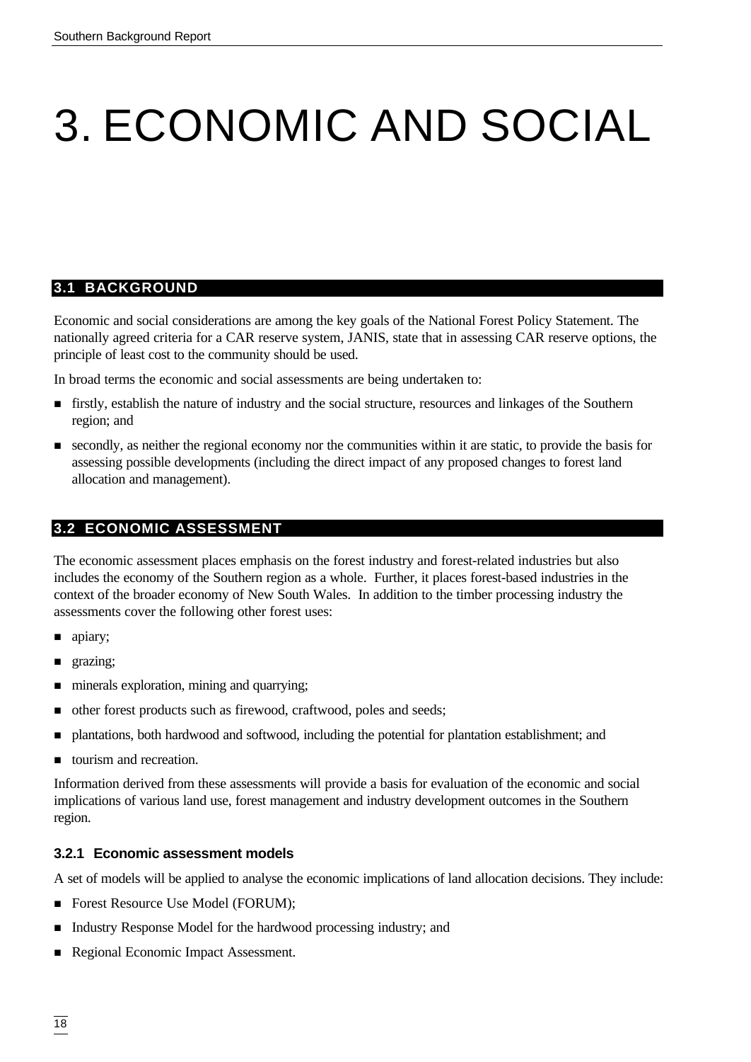# 3. ECONOMIC AND SOCIAL

## 3.1 BACKGROUND

Economic and social considerations are among the key goals of the National Forest Policy Statement. The nationally agreed criteria for a CAR reserve system, JANIS, state that in assessing CAR reserve options, the principle of least cost to the community should be used.

In broad terms the economic and social assessments are being undertaken to:

- firstly, establish the nature of industry and the social structure, resources and linkages of the Southern region; and
- secondly, as neither the regional economy nor the communities within it are static, to provide the basis for assessing possible developments (including the direct impact of any proposed changes to forest land allocation and management).

## 3.2 ECONOMIC ASSESSMENT

The economic assessment places emphasis on the forest industry and forest-related industries but also includes the economy of the Southern region as a whole. Further, it places forest-based industries in the context of the broader economy of New South Wales. In addition to the timber processing industry the assessments cover the following other forest uses:

- apiary;
- grazing;
- minerals exploration, mining and quarrying;
- other forest products such as firewood, craftwood, poles and seeds;
- plantations, both hardwood and softwood, including the potential for plantation establishment; and
- tourism and recreation.

Information derived from these assessments will provide a basis for evaluation of the economic and social implications of various land use, forest management and industry development outcomes in the Southern region.

### 3.2.1 Economic assessment models

A set of models will be applied to analyse the economic implications of land allocation decisions. They include:

- Forest Resource Use Model (FORUM);
- Industry Response Model for the hardwood processing industry; and
- Regional Economic Impact Assessment.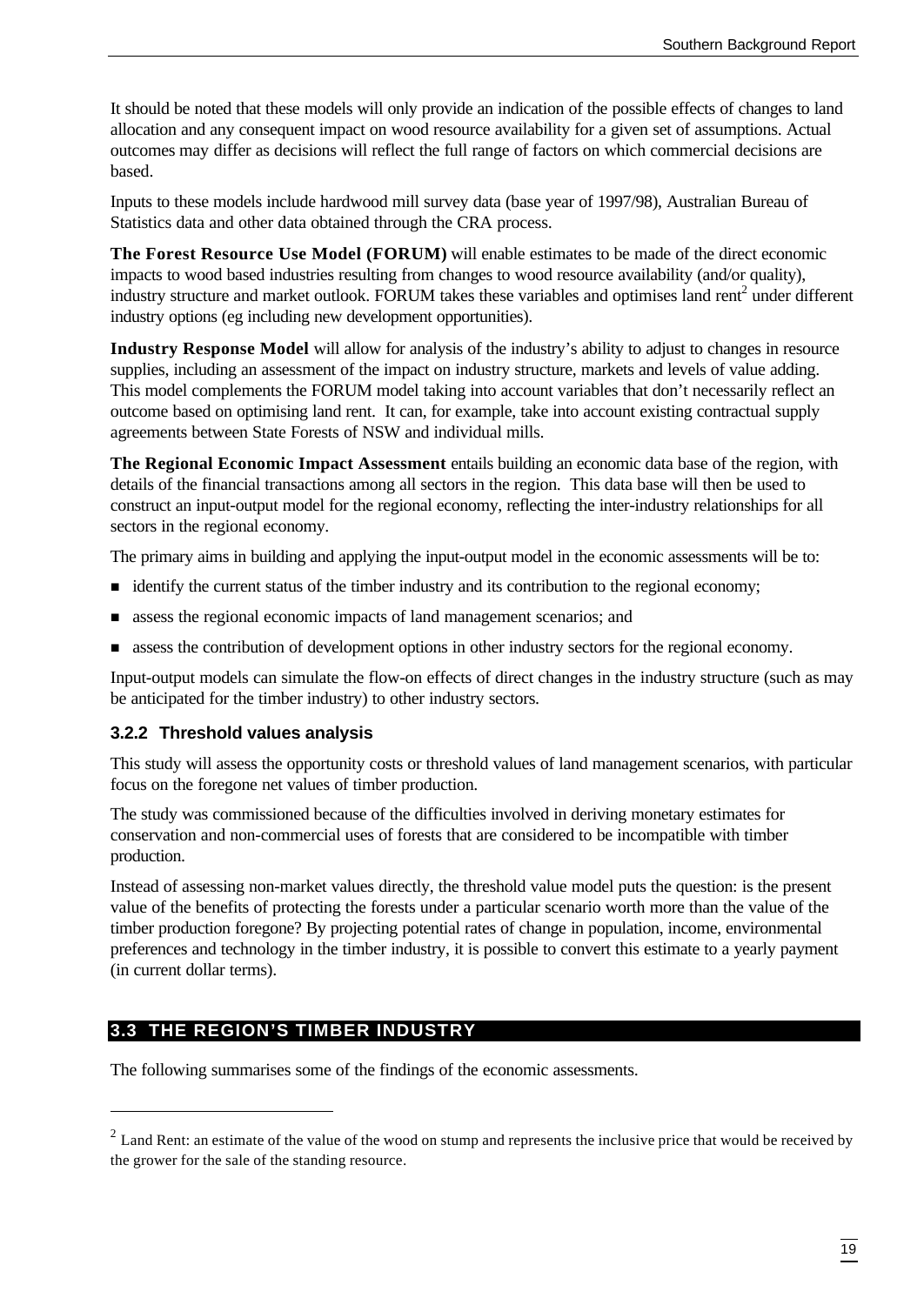It should be noted that these models will only provide an indication of the possible effects of changes to land allocation and any consequent impact on wood resource availability for a given set of assumptions. Actual outcomes may differ as decisions will reflect the full range of factors on which commercial decisions are based.

Inputs to these models include hardwood mill survey data (base year of 1997/98), Australian Bureau of Statistics data and other data obtained through the CRA process.

**The Forest Resource Use Model (FORUM)** will enable estimates to be made of the direct economic impacts to wood based industries resulting from changes to wood resource availability (and/or quality), industry structure and market outlook. FORUM takes these variables and optimises land rent[2] under different industry options (eg including new development opportunities).

**Industry Response Model** will allow for analysis of the industry's ability to adjust to changes in resource supplies, including an assessment of the impact on industry structure, markets and levels of value adding. This model complements the FORUM model taking into account variables that don't necessarily reflect an outcome based on optimising land rent. It can, for example, take into account existing contractual supply agreements between State Forests of NSW and individual mills.

**The Regional Economic Impact Assessment** entails building an economic data base of the region, with details of the financial transactions among all sectors in the region. This data base will then be used to construct an input-output model for the regional economy, reflecting the inter-industry relationships for all sectors in the regional economy.

The primary aims in building and applying the input-output model in the economic assessments will be to:

- identify the current status of the timber industry and its contribution to the regional economy;
- assess the regional economic impacts of land management scenarios; and
- assess the contribution of development options in other industry sectors for the regional economy.

Input-output models can simulate the flow-on effects of direct changes in the industry structure (such as may be anticipated for the timber industry) to other industry sectors.

### 3.2.2 Threshold values analysis

This study will assess the opportunity costs or threshold values of land management scenarios, with particular focus on the foregone net values of timber production.

The study was commissioned because of the difficulties involved in deriving monetary estimates for conservation and non-commercial uses of forests that are considered to be incompatible with timber production.

Instead of assessing non-market values directly, the threshold value model puts the question: is the present value of the benefits of protecting the forests under a particular scenario worth more than the value of the timber production foregone? By projecting potential rates of change in population, income, environmental preferences and technology in the timber industry, it is possible to convert this estimate to a yearly payment (in current dollar terms).

## 3.3 THE REGION'S TIMBER INDUSTRY

The following summarises some of the findings of the economic assessments.

[2] Land Rent: an estimate of the value of the wood on stump and represents the inclusive price that would be received by the grower for the sale of the standing resource.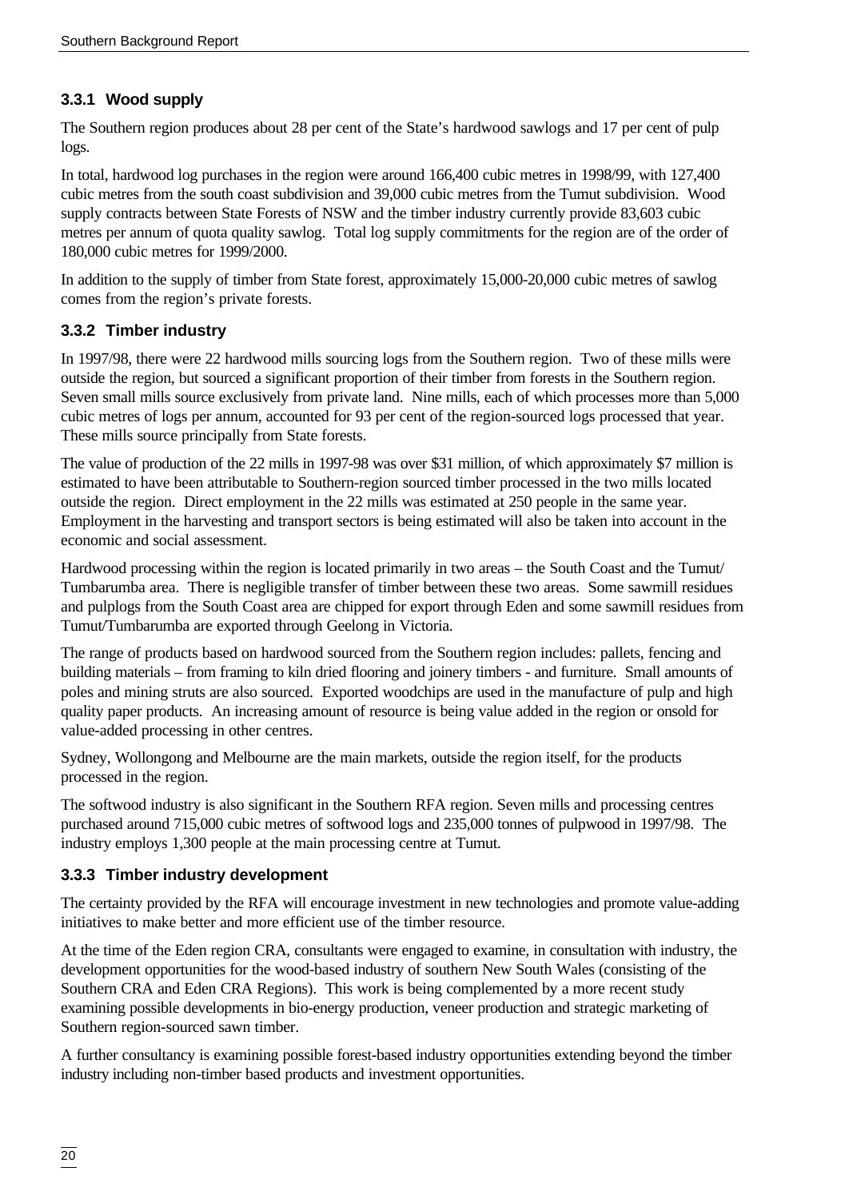### 3.3.1 Wood supply

The Southern region produces about 28 per cent of the State's hardwood sawlogs and 17 per cent of pulp logs.

In total, hardwood log purchases in the region were around 166,400 cubic metres in 1998/99, with 127,400 cubic metres from the south coast subdivision and 39,000 cubic metres from the Tumut subdivision. Wood supply contracts between State Forests of NSW and the timber industry currently provide 83,603 cubic metres per annum of quota quality sawlog. Total log supply commitments for the region are of the order of 180,000 cubic metres for 1999/2000.

In addition to the supply of timber from State forest, approximately 15,000-20,000 cubic metres of sawlog comes from the region's private forests.

### 3.3.2 Timber industry

In 1997/98, there were 22 hardwood mills sourcing logs from the Southern region. Two of these mills were outside the region, but sourced a significant proportion of their timber from forests in the Southern region. Seven small mills source exclusively from private land. Nine mills, each of which processes more than 5,000 cubic metres of logs per annum, accounted for 93 per cent of the region-sourced logs processed that year. These mills source principally from State forests.

The value of production of the 22 mills in 1997-98 was over $31 million, of which approximately $7 million is estimated to have been attributable to Southern-region sourced timber processed in the two mills located outside the region. Direct employment in the 22 mills was estimated at 250 people in the same year. Employment in the harvesting and transport sectors is being estimated will also be taken into account in the economic and social assessment.

Hardwood processing within the region is located primarily in two areas – the South Coast and the Tumut/ Tumbarumba area. There is negligible transfer of timber between these two areas. Some sawmill residues and pulplogs from the South Coast area are chipped for export through Eden and some sawmill residues from Tumut/Tumbarumba are exported through Geelong in Victoria.

The range of products based on hardwood sourced from the Southern region includes: pallets, fencing and building materials – from framing to kiln dried flooring and joinery timbers - and furniture. Small amounts of poles and mining struts are also sourced. Exported woodchips are used in the manufacture of pulp and high quality paper products. An increasing amount of resource is being value added in the region or onsold for value-added processing in other centres.

Sydney, Wollongong and Melbourne are the main markets, outside the region itself, for the products processed in the region.

The softwood industry is also significant in the Southern RFA region. Seven mills and processing centres purchased around 715,000 cubic metres of softwood logs and 235,000 tonnes of pulpwood in 1997/98. The industry employs 1,300 people at the main processing centre at Tumut.

### 3.3.3 Timber industry development

The certainty provided by the RFA will encourage investment in new technologies and promote value-adding initiatives to make better and more efficient use of the timber resource.

At the time of the Eden region CRA, consultants were engaged to examine, in consultation with industry, the development opportunities for the wood-based industry of southern New South Wales (consisting of the Southern CRA and Eden CRA Regions). This work is being complemented by a more recent study examining possible developments in bio-energy production, veneer production and strategic marketing of Southern region-sourced sawn timber.

A further consultancy is examining possible forest-based industry opportunities extending beyond the timber industry including non-timber based products and investment opportunities.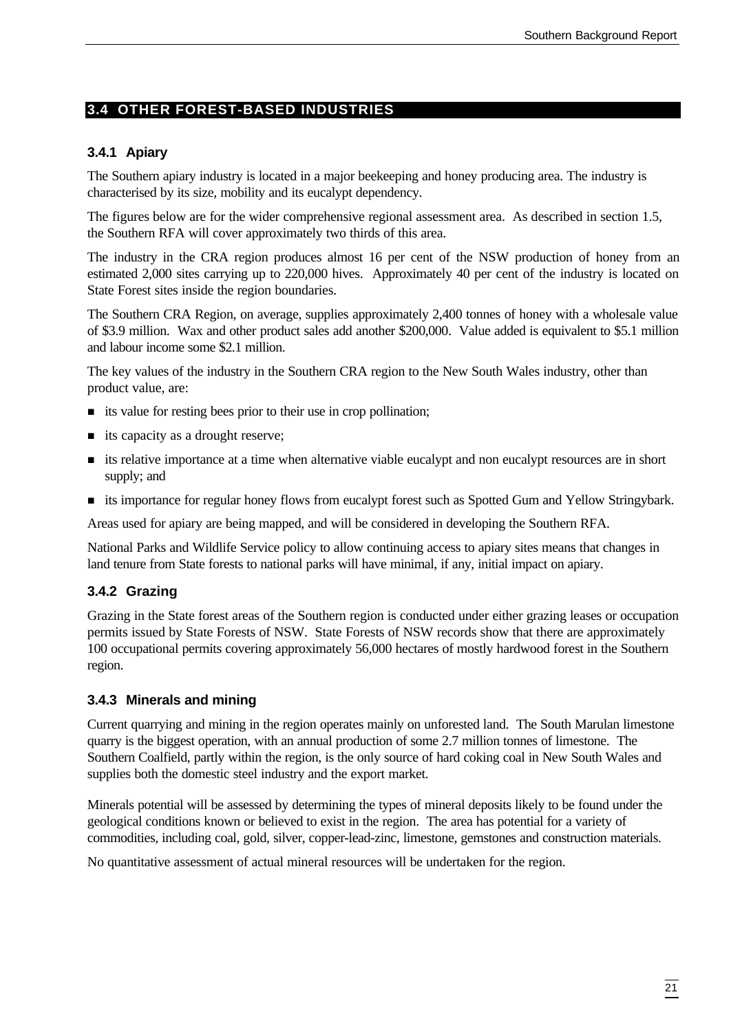## 3.4 OTHER FOREST-BASED INDUSTRIES

### 3.4.1 Apiary

The Southern apiary industry is located in a major beekeeping and honey producing area. The industry is characterised by its size, mobility and its eucalypt dependency.

The figures below are for the wider comprehensive regional assessment area. As described in section 1.5, the Southern RFA will cover approximately two thirds of this area.

The industry in the CRA region produces almost 16 per cent of the NSW production of honey from an estimated 2,000 sites carrying up to 220,000 hives. Approximately 40 per cent of the industry is located on State Forest sites inside the region boundaries.

The Southern CRA Region, on average, supplies approximately 2,400 tonnes of honey with a wholesale value of $3.9 million. Wax and other product sales add another $200,000. Value added is equivalent to $5.1 million and labour income some $2.1 million.

The key values of the industry in the Southern CRA region to the New South Wales industry, other than product value, are:

- its value for resting bees prior to their use in crop pollination;
- its capacity as a drought reserve;
- its relative importance at a time when alternative viable eucalypt and non eucalypt resources are in short supply; and
- its importance for regular honey flows from eucalypt forest such as Spotted Gum and Yellow Stringybark.

Areas used for apiary are being mapped, and will be considered in developing the Southern RFA.

National Parks and Wildlife Service policy to allow continuing access to apiary sites means that changes in land tenure from State forests to national parks will have minimal, if any, initial impact on apiary.

### 3.4.2 Grazing

Grazing in the State forest areas of the Southern region is conducted under either grazing leases or occupation permits issued by State Forests of NSW. State Forests of NSW records show that there are approximately 100 occupational permits covering approximately 56,000 hectares of mostly hardwood forest in the Southern region.

### 3.4.3 Minerals and mining

Current quarrying and mining in the region operates mainly on unforested land. The South Marulan limestone quarry is the biggest operation, with an annual production of some 2.7 million tonnes of limestone. The Southern Coalfield, partly within the region, is the only source of hard coking coal in New South Wales and supplies both the domestic steel industry and the export market.

Minerals potential will be assessed by determining the types of mineral deposits likely to be found under the geological conditions known or believed to exist in the region. The area has potential for a variety of commodities, including coal, gold, silver, copper-lead-zinc, limestone, gemstones and construction materials.

No quantitative assessment of actual mineral resources will be undertaken for the region.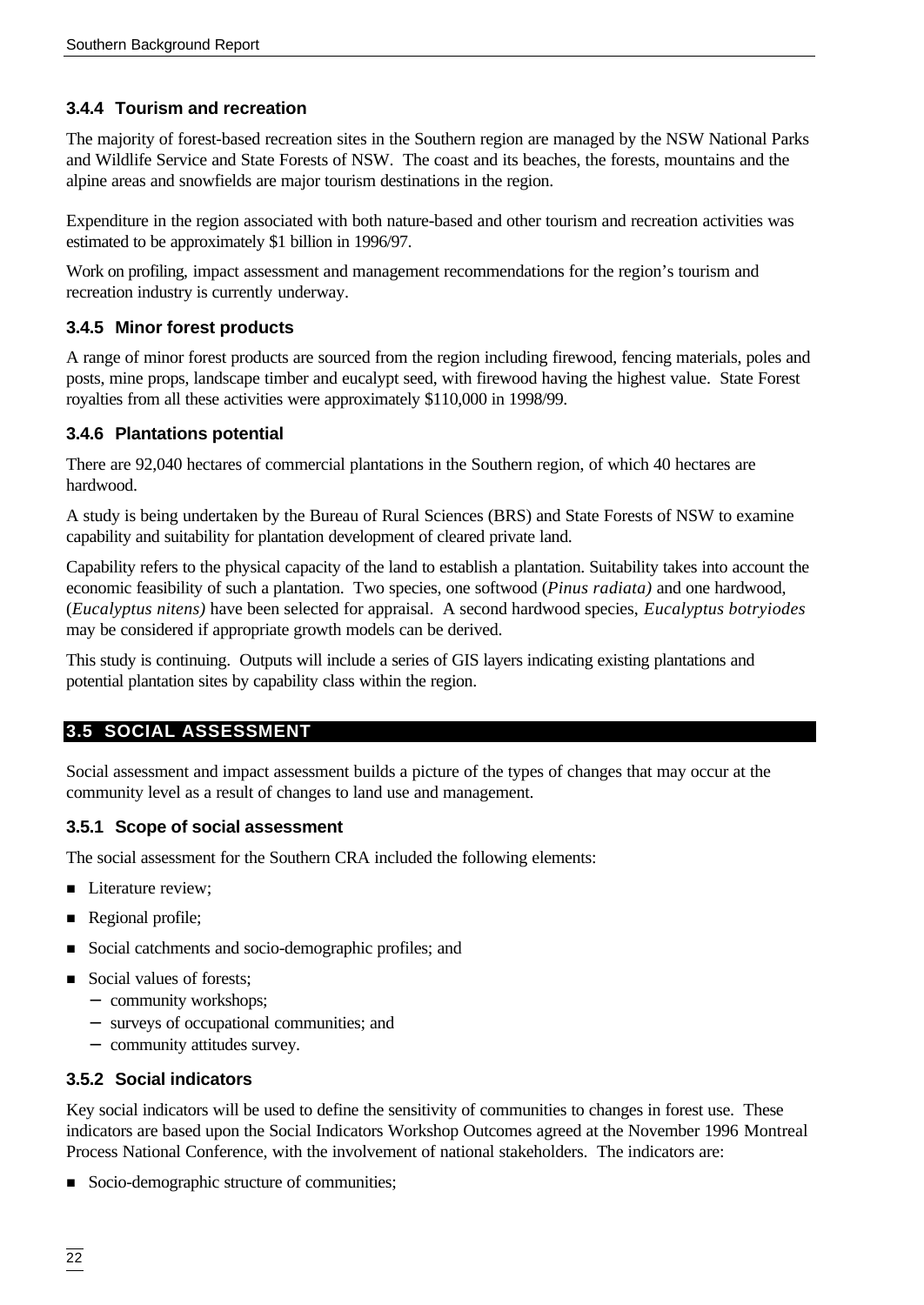### 3.4.4 Tourism and recreation

The majority of forest-based recreation sites in the Southern region are managed by the NSW National Parks and Wildlife Service and State Forests of NSW. The coast and its beaches, the forests, mountains and the alpine areas and snowfields are major tourism destinations in the region.

Expenditure in the region associated with both nature-based and other tourism and recreation activities was estimated to be approximately $1 billion in 1996/97.

Work on profiling, impact assessment and management recommendations for the region's tourism and recreation industry is currently underway.

### 3.4.5 Minor forest products

A range of minor forest products are sourced from the region including firewood, fencing materials, poles and posts, mine props, landscape timber and eucalypt seed, with firewood having the highest value. State Forest royalties from all these activities were approximately $110,000 in 1998/99.

### 3.4.6 Plantations potential

There are 92,040 hectares of commercial plantations in the Southern region, of which 40 hectares are hardwood.

A study is being undertaken by the Bureau of Rural Sciences (BRS) and State Forests of NSW to examine capability and suitability for plantation development of cleared private land.

Capability refers to the physical capacity of the land to establish a plantation. Suitability takes into account the economic feasibility of such a plantation. Two species, one softwood (*Pinus radiata)* and one hardwood, (*Eucalyptus nitens)* have been selected for appraisal. A second hardwood species, *Eucalyptus botryiodes* may be considered if appropriate growth models can be derived.

This study is continuing. Outputs will include a series of GIS layers indicating existing plantations and potential plantation sites by capability class within the region.

## 3.5 SOCIAL ASSESSMENT

Social assessment and impact assessment builds a picture of the types of changes that may occur at the community level as a result of changes to land use and management.

### 3.5.1 Scope of social assessment

The social assessment for the Southern CRA included the following elements:

- Literature review;
- Regional profile;
- Social catchments and socio-demographic profiles; and
- Social values of forests;
  - community workshops;
  - surveys of occupational communities; and
  - community attitudes survey.

### 3.5.2 Social indicators

Key social indicators will be used to define the sensitivity of communities to changes in forest use. These indicators are based upon the Social Indicators Workshop Outcomes agreed at the November 1996 Montreal Process National Conference, with the involvement of national stakeholders. The indicators are:

- Socio-demographic structure of communities;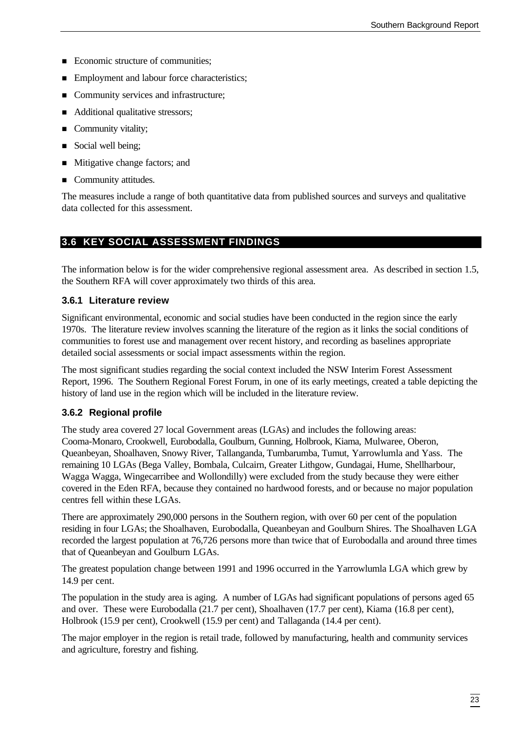- Economic structure of communities;
- Employment and labour force characteristics;
- Community services and infrastructure;
- Additional qualitative stressors;
- Community vitality;
- Social well being;
- Mitigative change factors; and
- Community attitudes.

The measures include a range of both quantitative data from published sources and surveys and qualitative data collected for this assessment.

## 3.6 KEY SOCIAL ASSESSMENT FINDINGS

The information below is for the wider comprehensive regional assessment area. As described in section 1.5, the Southern RFA will cover approximately two thirds of this area.

### 3.6.1 Literature review

Significant environmental, economic and social studies have been conducted in the region since the early 1970s. The literature review involves scanning the literature of the region as it links the social conditions of communities to forest use and management over recent history, and recording as baselines appropriate detailed social assessments or social impact assessments within the region.

The most significant studies regarding the social context included the NSW Interim Forest Assessment Report, 1996. The Southern Regional Forest Forum, in one of its early meetings, created a table depicting the history of land use in the region which will be included in the literature review.

### 3.6.2 Regional profile

The study area covered 27 local Government areas (LGAs) and includes the following areas: Cooma-Monaro, Crookwell, Eurobodalla, Goulburn, Gunning, Holbrook, Kiama, Mulwaree, Oberon, Queanbeyan, Shoalhaven, Snowy River, Tallanganda, Tumbarumba, Tumut, Yarrowlumla and Yass. The remaining 10 LGAs (Bega Valley, Bombala, Culcairn, Greater Lithgow, Gundagai, Hume, Shellharbour, Wagga Wagga, Wingecarribee and Wollondilly) were excluded from the study because they were either covered in the Eden RFA, because they contained no hardwood forests, and or because no major population centres fell within these LGAs.

There are approximately 290,000 persons in the Southern region, with over 60 per cent of the population residing in four LGAs; the Shoalhaven, Eurobodalla, Queanbeyan and Goulburn Shires. The Shoalhaven LGA recorded the largest population at 76,726 persons more than twice that of Eurobodalla and around three times that of Queanbeyan and Goulburn LGAs.

The greatest population change between 1991 and 1996 occurred in the Yarrowlumla LGA which grew by 14.9 per cent.

The population in the study area is aging. A number of LGAs had significant populations of persons aged 65 and over. These were Eurobodalla (21.7 per cent), Shoalhaven (17.7 per cent), Kiama (16.8 per cent), Holbrook (15.9 per cent), Crookwell (15.9 per cent) and Tallaganda (14.4 per cent).

The major employer in the region is retail trade, followed by manufacturing, health and community services and agriculture, forestry and fishing.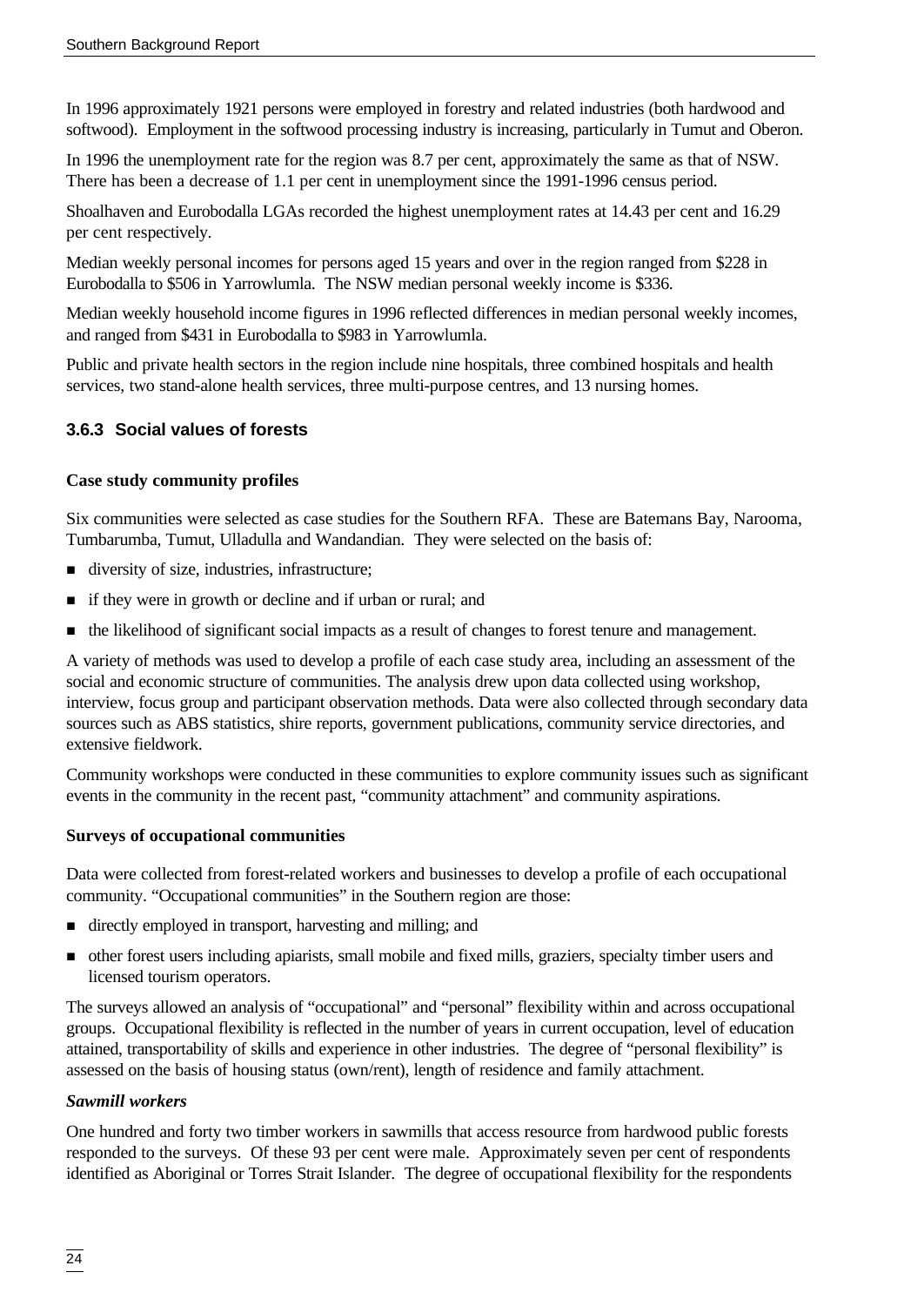In 1996 approximately 1921 persons were employed in forestry and related industries (both hardwood and softwood). Employment in the softwood processing industry is increasing, particularly in Tumut and Oberon.

In 1996 the unemployment rate for the region was 8.7 per cent, approximately the same as that of NSW. There has been a decrease of 1.1 per cent in unemployment since the 1991-1996 census period.

Shoalhaven and Eurobodalla LGAs recorded the highest unemployment rates at 14.43 per cent and 16.29 per cent respectively.

Median weekly personal incomes for persons aged 15 years and over in the region ranged from $228 in Eurobodalla to $506 in Yarrowlumla. The NSW median personal weekly income is $336.

Median weekly household income figures in 1996 reflected differences in median personal weekly incomes, and ranged from $431 in Eurobodalla to $983 in Yarrowlumla.

Public and private health sectors in the region include nine hospitals, three combined hospitals and health services, two stand-alone health services, three multi-purpose centres, and 13 nursing homes.

### 3.6.3 Social values of forests

**Case study community profiles**

Six communities were selected as case studies for the Southern RFA. These are Batemans Bay, Narooma, Tumbarumba, Tumut, Ulladulla and Wandandian. They were selected on the basis of:

- diversity of size, industries, infrastructure;
- if they were in growth or decline and if urban or rural; and
- the likelihood of significant social impacts as a result of changes to forest tenure and management.

A variety of methods was used to develop a profile of each case study area, including an assessment of the social and economic structure of communities. The analysis drew upon data collected using workshop, interview, focus group and participant observation methods. Data were also collected through secondary data sources such as ABS statistics, shire reports, government publications, community service directories, and extensive fieldwork.

Community workshops were conducted in these communities to explore community issues such as significant events in the community in the recent past, "community attachment" and community aspirations.

**Surveys of occupational communities**

Data were collected from forest-related workers and businesses to develop a profile of each occupational community. "Occupational communities" in the Southern region are those:

- directly employed in transport, harvesting and milling; and
- other forest users including apiarists, small mobile and fixed mills, graziers, specialty timber users and licensed tourism operators.

The surveys allowed an analysis of "occupational" and "personal" flexibility within and across occupational groups. Occupational flexibility is reflected in the number of years in current occupation, level of education attained, transportability of skills and experience in other industries. The degree of "personal flexibility" is assessed on the basis of housing status (own/rent), length of residence and family attachment.

***Sawmill workers***

One hundred and forty two timber workers in sawmills that access resource from hardwood public forests responded to the surveys. Of these 93 per cent were male. Approximately seven per cent of respondents identified as Aboriginal or Torres Strait Islander. The degree of occupational flexibility for the respondents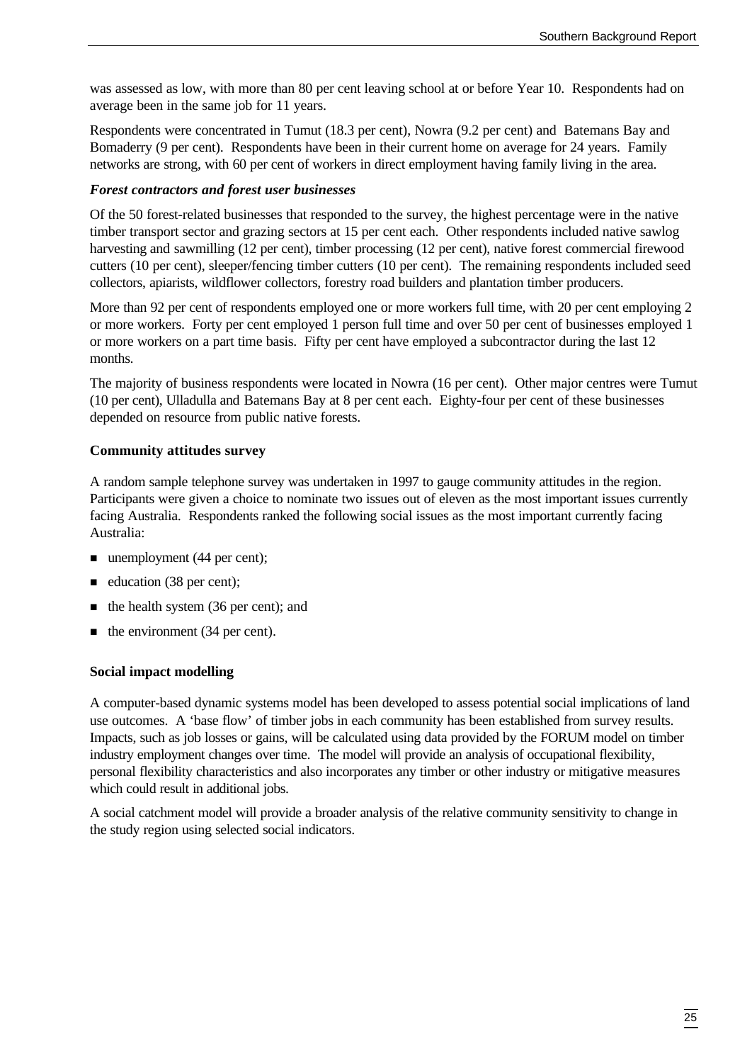was assessed as low, with more than 80 per cent leaving school at or before Year 10. Respondents had on average been in the same job for 11 years.

Respondents were concentrated in Tumut (18.3 per cent), Nowra (9.2 per cent) and Batemans Bay and Bomaderry (9 per cent). Respondents have been in their current home on average for 24 years. Family networks are strong, with 60 per cent of workers in direct employment having family living in the area.

***Forest contractors and forest user businesses***

Of the 50 forest-related businesses that responded to the survey, the highest percentage were in the native timber transport sector and grazing sectors at 15 per cent each. Other respondents included native sawlog harvesting and sawmilling (12 per cent), timber processing (12 per cent), native forest commercial firewood cutters (10 per cent), sleeper/fencing timber cutters (10 per cent). The remaining respondents included seed collectors, apiarists, wildflower collectors, forestry road builders and plantation timber producers.

More than 92 per cent of respondents employed one or more workers full time, with 20 per cent employing 2 or more workers. Forty per cent employed 1 person full time and over 50 per cent of businesses employed 1 or more workers on a part time basis. Fifty per cent have employed a subcontractor during the last 12 months.

The majority of business respondents were located in Nowra (16 per cent). Other major centres were Tumut (10 per cent), Ulladulla and Batemans Bay at 8 per cent each. Eighty-four per cent of these businesses depended on resource from public native forests.

**Community attitudes survey**

A random sample telephone survey was undertaken in 1997 to gauge community attitudes in the region. Participants were given a choice to nominate two issues out of eleven as the most important issues currently facing Australia. Respondents ranked the following social issues as the most important currently facing Australia:

- unemployment (44 per cent);
- education (38 per cent);
- the health system (36 per cent); and
- the environment (34 per cent).

**Social impact modelling**

A computer-based dynamic systems model has been developed to assess potential social implications of land use outcomes. A 'base flow' of timber jobs in each community has been established from survey results. Impacts, such as job losses or gains, will be calculated using data provided by the FORUM model on timber industry employment changes over time. The model will provide an analysis of occupational flexibility, personal flexibility characteristics and also incorporates any timber or other industry or mitigative measures which could result in additional jobs.

A social catchment model will provide a broader analysis of the relative community sensitivity to change in the study region using selected social indicators.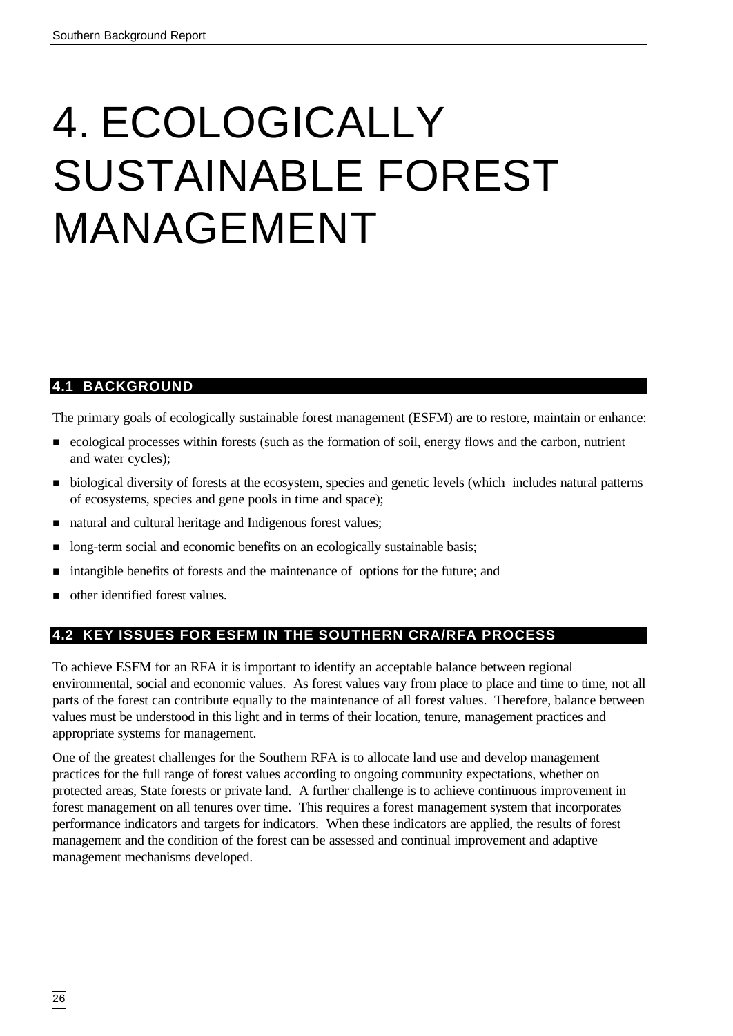# 4. ECOLOGICALLY SUSTAINABLE FOREST MANAGEMENT

## 4.1 BACKGROUND

The primary goals of ecologically sustainable forest management (ESFM) are to restore, maintain or enhance:

- ecological processes within forests (such as the formation of soil, energy flows and the carbon, nutrient and water cycles);
- biological diversity of forests at the ecosystem, species and genetic levels (which includes natural patterns of ecosystems, species and gene pools in time and space);
- natural and cultural heritage and Indigenous forest values;
- long-term social and economic benefits on an ecologically sustainable basis;
- intangible benefits of forests and the maintenance of options for the future; and
- other identified forest values.

## 4.2 KEY ISSUES FOR ESFM IN THE SOUTHERN CRA/RFA PROCESS

To achieve ESFM for an RFA it is important to identify an acceptable balance between regional environmental, social and economic values. As forest values vary from place to place and time to time, not all parts of the forest can contribute equally to the maintenance of all forest values. Therefore, balance between values must be understood in this light and in terms of their location, tenure, management practices and appropriate systems for management.

One of the greatest challenges for the Southern RFA is to allocate land use and develop management practices for the full range of forest values according to ongoing community expectations, whether on protected areas, State forests or private land. A further challenge is to achieve continuous improvement in forest management on all tenures over time. This requires a forest management system that incorporates performance indicators and targets for indicators. When these indicators are applied, the results of forest management and the condition of the forest can be assessed and continual improvement and adaptive management mechanisms developed.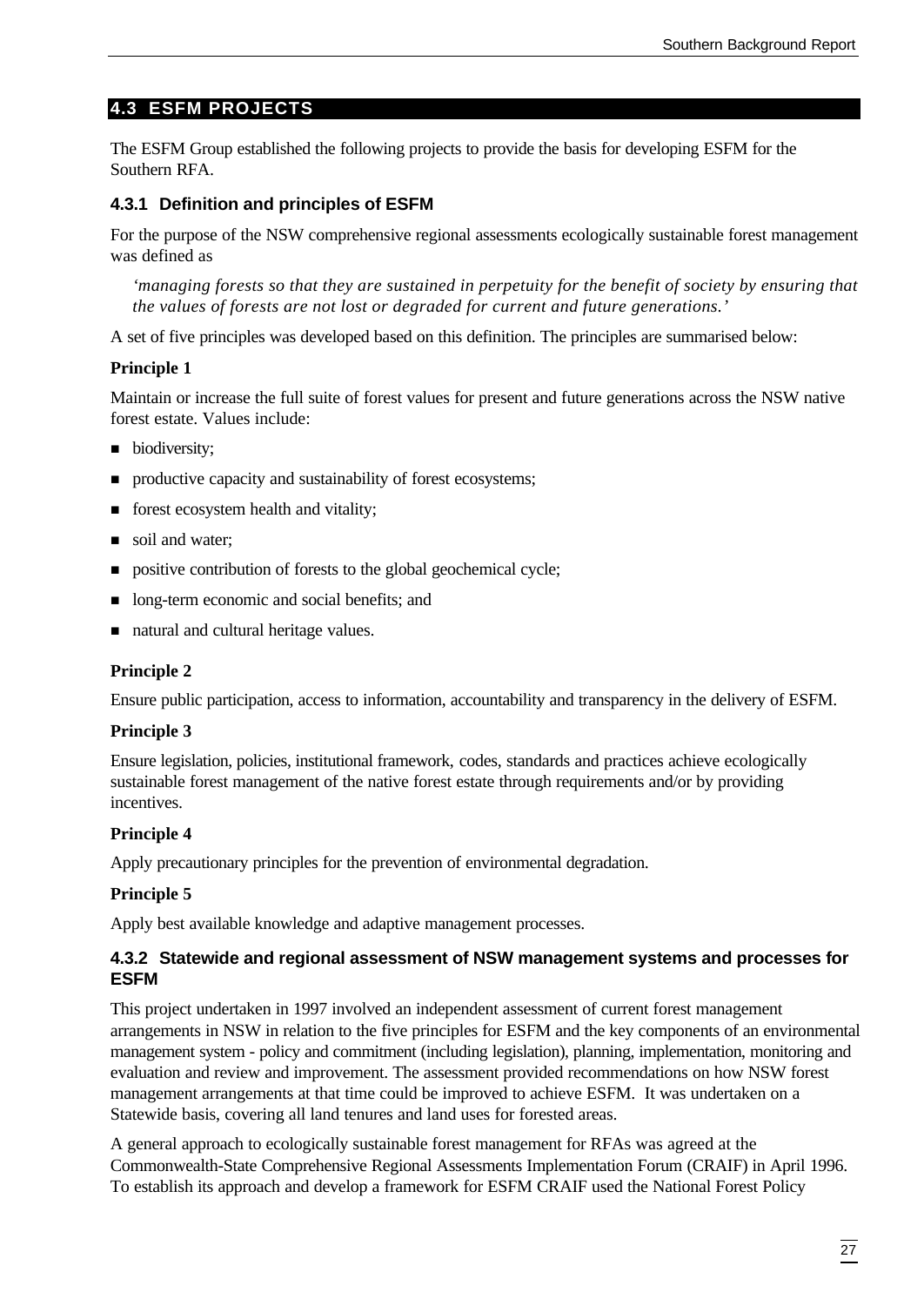## 4.3 ESFM PROJECTS

The ESFM Group established the following projects to provide the basis for developing ESFM for the Southern RFA.

### 4.3.1 Definition and principles of ESFM

For the purpose of the NSW comprehensive regional assessments ecologically sustainable forest management was defined as

> *'managing forests so that they are sustained in perpetuity for the benefit of society by ensuring that the values of forests are not lost or degraded for current and future generations.'*

A set of five principles was developed based on this definition. The principles are summarised below:

**Principle 1**

Maintain or increase the full suite of forest values for present and future generations across the NSW native forest estate. Values include:

- biodiversity;
- productive capacity and sustainability of forest ecosystems;
- forest ecosystem health and vitality;
- soil and water;
- positive contribution of forests to the global geochemical cycle;
- long-term economic and social benefits; and
- natural and cultural heritage values.

**Principle 2**

Ensure public participation, access to information, accountability and transparency in the delivery of ESFM.

**Principle 3**

Ensure legislation, policies, institutional framework, codes, standards and practices achieve ecologically sustainable forest management of the native forest estate through requirements and/or by providing incentives.

**Principle 4**

Apply precautionary principles for the prevention of environmental degradation.

**Principle 5**

Apply best available knowledge and adaptive management processes.

### 4.3.2 Statewide and regional assessment of NSW management systems and processes for ESFM

This project undertaken in 1997 involved an independent assessment of current forest management arrangements in NSW in relation to the five principles for ESFM and the key components of an environmental management system - policy and commitment (including legislation), planning, implementation, monitoring and evaluation and review and improvement. The assessment provided recommendations on how NSW forest management arrangements at that time could be improved to achieve ESFM. It was undertaken on a Statewide basis, covering all land tenures and land uses for forested areas.

A general approach to ecologically sustainable forest management for RFAs was agreed at the Commonwealth-State Comprehensive Regional Assessments Implementation Forum (CRAIF) in April 1996. To establish its approach and develop a framework for ESFM CRAIF used the National Forest Policy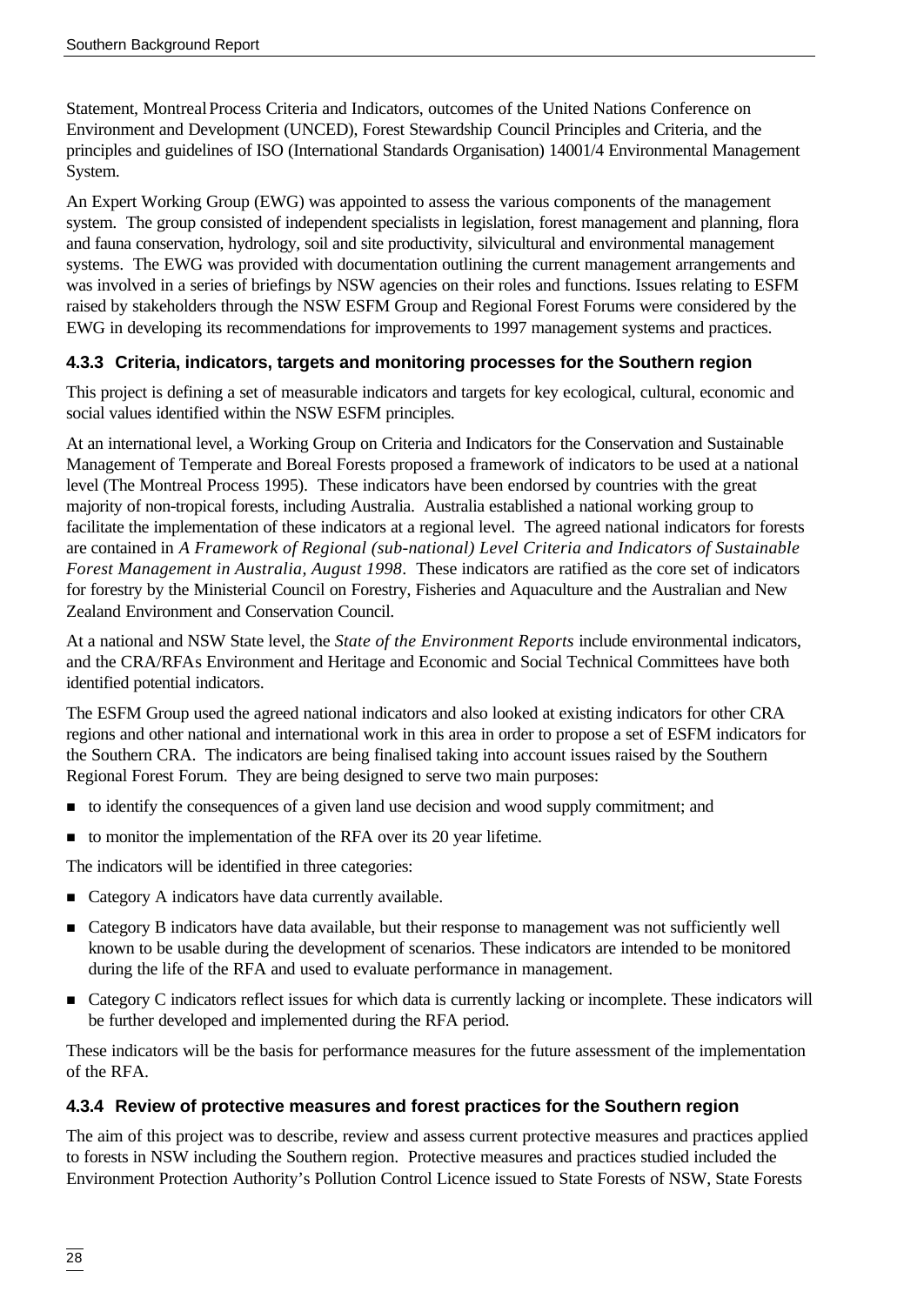Statement, Montreal Process Criteria and Indicators, outcomes of the United Nations Conference on Environment and Development (UNCED), Forest Stewardship Council Principles and Criteria, and the principles and guidelines of ISO (International Standards Organisation) 14001/4 Environmental Management System.

An Expert Working Group (EWG) was appointed to assess the various components of the management system. The group consisted of independent specialists in legislation, forest management and planning, flora and fauna conservation, hydrology, soil and site productivity, silvicultural and environmental management systems. The EWG was provided with documentation outlining the current management arrangements and was involved in a series of briefings by NSW agencies on their roles and functions. Issues relating to ESFM raised by stakeholders through the NSW ESFM Group and Regional Forest Forums were considered by the EWG in developing its recommendations for improvements to 1997 management systems and practices.

### 4.3.3 Criteria, indicators, targets and monitoring processes for the Southern region

This project is defining a set of measurable indicators and targets for key ecological, cultural, economic and social values identified within the NSW ESFM principles.

At an international level, a Working Group on Criteria and Indicators for the Conservation and Sustainable Management of Temperate and Boreal Forests proposed a framework of indicators to be used at a national level (The Montreal Process 1995). These indicators have been endorsed by countries with the great majority of non-tropical forests, including Australia. Australia established a national working group to facilitate the implementation of these indicators at a regional level. The agreed national indicators for forests are contained in *A Framework of Regional (sub-national) Level Criteria and Indicators of Sustainable Forest Management in Australia, August 1998*. These indicators are ratified as the core set of indicators for forestry by the Ministerial Council on Forestry, Fisheries and Aquaculture and the Australian and New Zealand Environment and Conservation Council.

At a national and NSW State level, the *State of the Environment Reports* include environmental indicators, and the CRA/RFAs Environment and Heritage and Economic and Social Technical Committees have both identified potential indicators.

The ESFM Group used the agreed national indicators and also looked at existing indicators for other CRA regions and other national and international work in this area in order to propose a set of ESFM indicators for the Southern CRA. The indicators are being finalised taking into account issues raised by the Southern Regional Forest Forum. They are being designed to serve two main purposes:

- to identify the consequences of a given land use decision and wood supply commitment; and
- to monitor the implementation of the RFA over its 20 year lifetime.

The indicators will be identified in three categories:

- Category A indicators have data currently available.
- Category B indicators have data available, but their response to management was not sufficiently well known to be usable during the development of scenarios. These indicators are intended to be monitored during the life of the RFA and used to evaluate performance in management.
- Category C indicators reflect issues for which data is currently lacking or incomplete. These indicators will be further developed and implemented during the RFA period.

These indicators will be the basis for performance measures for the future assessment of the implementation of the RFA.

### 4.3.4 Review of protective measures and forest practices for the Southern region

The aim of this project was to describe, review and assess current protective measures and practices applied to forests in NSW including the Southern region. Protective measures and practices studied included the Environment Protection Authority's Pollution Control Licence issued to State Forests of NSW, State Forests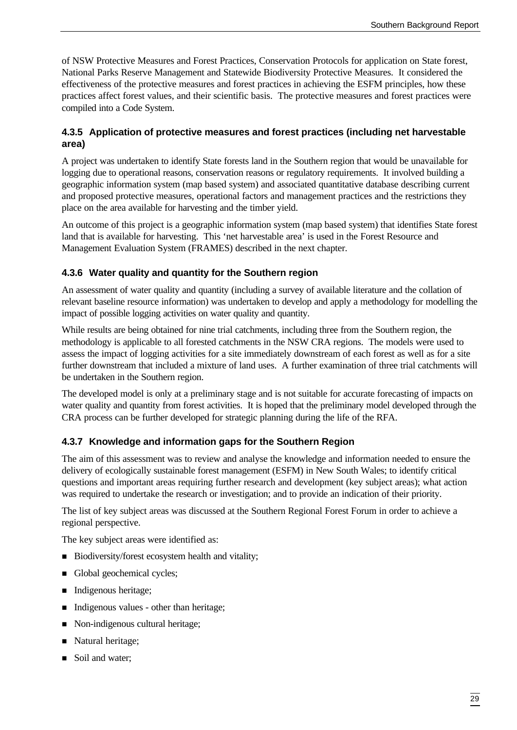of NSW Protective Measures and Forest Practices, Conservation Protocols for application on State forest, National Parks Reserve Management and Statewide Biodiversity Protective Measures. It considered the effectiveness of the protective measures and forest practices in achieving the ESFM principles, how these practices affect forest values, and their scientific basis. The protective measures and forest practices were compiled into a Code System.

### 4.3.5 Application of protective measures and forest practices (including net harvestable area)

A project was undertaken to identify State forests land in the Southern region that would be unavailable for logging due to operational reasons, conservation reasons or regulatory requirements. It involved building a geographic information system (map based system) and associated quantitative database describing current and proposed protective measures, operational factors and management practices and the restrictions they place on the area available for harvesting and the timber yield.

An outcome of this project is a geographic information system (map based system) that identifies State forest land that is available for harvesting. This 'net harvestable area' is used in the Forest Resource and Management Evaluation System (FRAMES) described in the next chapter.

### 4.3.6 Water quality and quantity for the Southern region

An assessment of water quality and quantity (including a survey of available literature and the collation of relevant baseline resource information) was undertaken to develop and apply a methodology for modelling the impact of possible logging activities on water quality and quantity.

While results are being obtained for nine trial catchments, including three from the Southern region, the methodology is applicable to all forested catchments in the NSW CRA regions. The models were used to assess the impact of logging activities for a site immediately downstream of each forest as well as for a site further downstream that included a mixture of land uses. A further examination of three trial catchments will be undertaken in the Southern region.

The developed model is only at a preliminary stage and is not suitable for accurate forecasting of impacts on water quality and quantity from forest activities. It is hoped that the preliminary model developed through the CRA process can be further developed for strategic planning during the life of the RFA.

### 4.3.7 Knowledge and information gaps for the Southern Region

The aim of this assessment was to review and analyse the knowledge and information needed to ensure the delivery of ecologically sustainable forest management (ESFM) in New South Wales; to identify critical questions and important areas requiring further research and development (key subject areas); what action was required to undertake the research or investigation; and to provide an indication of their priority.

The list of key subject areas was discussed at the Southern Regional Forest Forum in order to achieve a regional perspective.

The key subject areas were identified as:

- Biodiversity/forest ecosystem health and vitality;
- Global geochemical cycles;
- Indigenous heritage;
- Indigenous values - other than heritage;
- Non-indigenous cultural heritage;
- Natural heritage;
- Soil and water;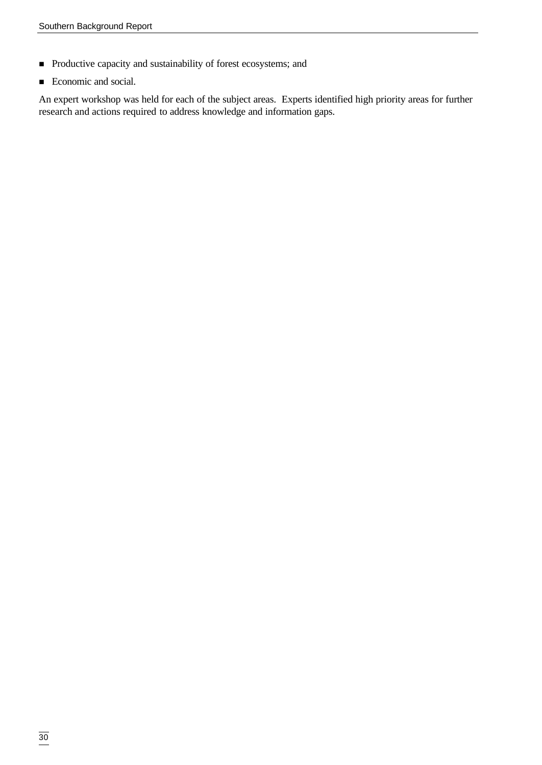- Productive capacity and sustainability of forest ecosystems; and
- Economic and social.

An expert workshop was held for each of the subject areas. Experts identified high priority areas for further research and actions required to address knowledge and information gaps.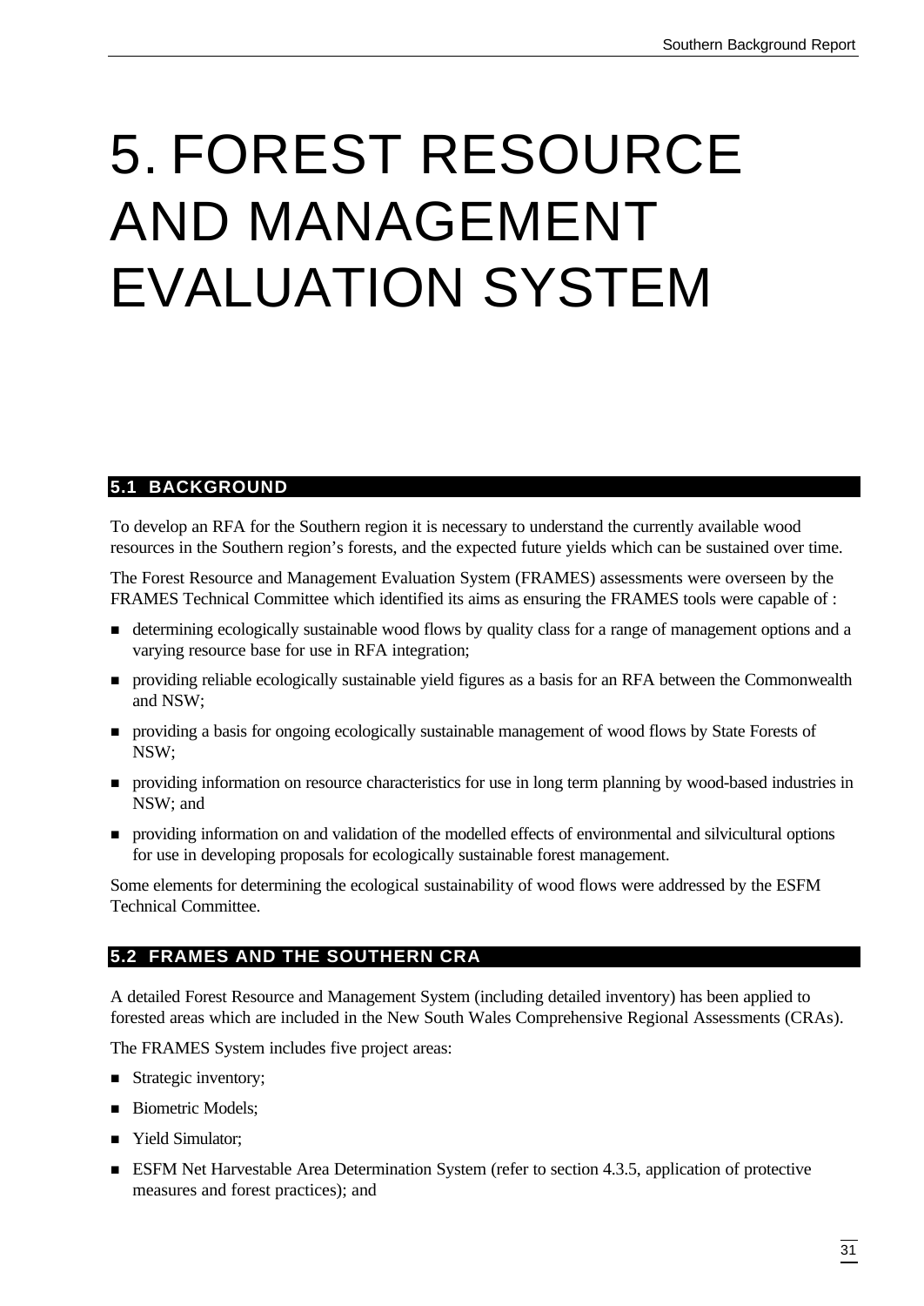# 5. FOREST RESOURCE AND MANAGEMENT EVALUATION SYSTEM

## 5.1 BACKGROUND

To develop an RFA for the Southern region it is necessary to understand the currently available wood resources in the Southern region's forests, and the expected future yields which can be sustained over time.

The Forest Resource and Management Evaluation System (FRAMES) assessments were overseen by the FRAMES Technical Committee which identified its aims as ensuring the FRAMES tools were capable of :

- determining ecologically sustainable wood flows by quality class for a range of management options and a varying resource base for use in RFA integration;
- providing reliable ecologically sustainable yield figures as a basis for an RFA between the Commonwealth and NSW;
- providing a basis for ongoing ecologically sustainable management of wood flows by State Forests of NSW;
- providing information on resource characteristics for use in long term planning by wood-based industries in NSW; and
- providing information on and validation of the modelled effects of environmental and silvicultural options for use in developing proposals for ecologically sustainable forest management.

Some elements for determining the ecological sustainability of wood flows were addressed by the ESFM Technical Committee.

## 5.2 FRAMES AND THE SOUTHERN CRA

A detailed Forest Resource and Management System (including detailed inventory) has been applied to forested areas which are included in the New South Wales Comprehensive Regional Assessments (CRAs).

The FRAMES System includes five project areas:

- Strategic inventory;
- Biometric Models;
- Yield Simulator;
- ESFM Net Harvestable Area Determination System (refer to section 4.3.5, application of protective measures and forest practices); and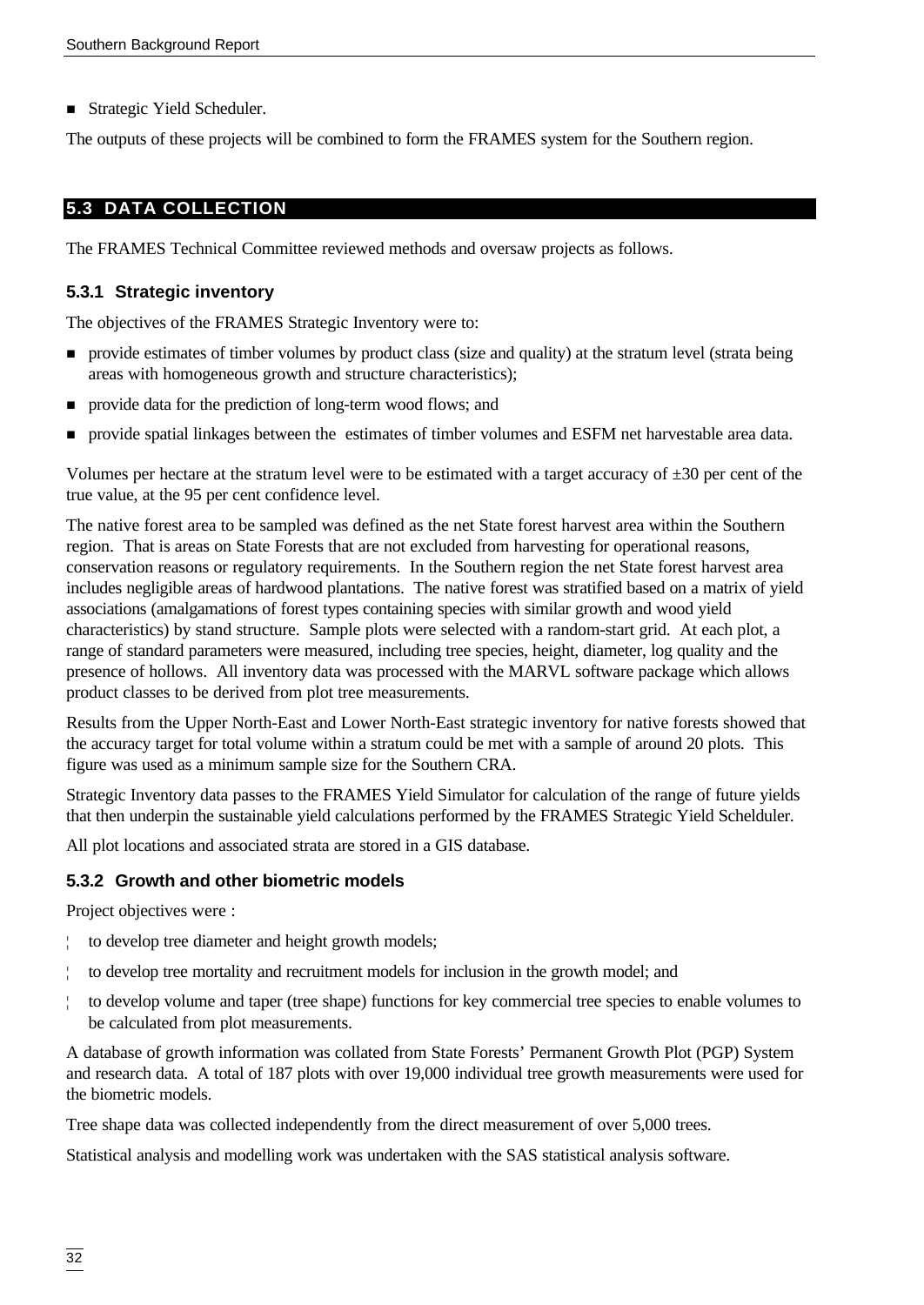- Strategic Yield Scheduler.

The outputs of these projects will be combined to form the FRAMES system for the Southern region.

## 5.3 DATA COLLECTION

The FRAMES Technical Committee reviewed methods and oversaw projects as follows.

### 5.3.1 Strategic inventory

The objectives of the FRAMES Strategic Inventory were to:

- provide estimates of timber volumes by product class (size and quality) at the stratum level (strata being areas with homogeneous growth and structure characteristics);
- provide data for the prediction of long-term wood flows; and
- provide spatial linkages between the estimates of timber volumes and ESFM net harvestable area data.

Volumes per hectare at the stratum level were to be estimated with a target accuracy of ±30 per cent of the true value, at the 95 per cent confidence level.

The native forest area to be sampled was defined as the net State forest harvest area within the Southern region. That is areas on State Forests that are not excluded from harvesting for operational reasons, conservation reasons or regulatory requirements. In the Southern region the net State forest harvest area includes negligible areas of hardwood plantations. The native forest was stratified based on a matrix of yield associations (amalgamations of forest types containing species with similar growth and wood yield characteristics) by stand structure. Sample plots were selected with a random-start grid. At each plot, a range of standard parameters were measured, including tree species, height, diameter, log quality and the presence of hollows. All inventory data was processed with the MARVL software package which allows product classes to be derived from plot tree measurements.

Results from the Upper North-East and Lower North-East strategic inventory for native forests showed that the accuracy target for total volume within a stratum could be met with a sample of around 20 plots. This figure was used as a minimum sample size for the Southern CRA.

Strategic Inventory data passes to the FRAMES Yield Simulator for calculation of the range of future yields that then underpin the sustainable yield calculations performed by the FRAMES Strategic Yield Schelduler.

All plot locations and associated strata are stored in a GIS database.

### 5.3.2 Growth and other biometric models

Project objectives were :

- to develop tree diameter and height growth models;
- to develop tree mortality and recruitment models for inclusion in the growth model; and
- to develop volume and taper (tree shape) functions for key commercial tree species to enable volumes to be calculated from plot measurements.

A database of growth information was collated from State Forests' Permanent Growth Plot (PGP) System and research data. A total of 187 plots with over 19,000 individual tree growth measurements were used for the biometric models.

Tree shape data was collected independently from the direct measurement of over 5,000 trees.

Statistical analysis and modelling work was undertaken with the SAS statistical analysis software.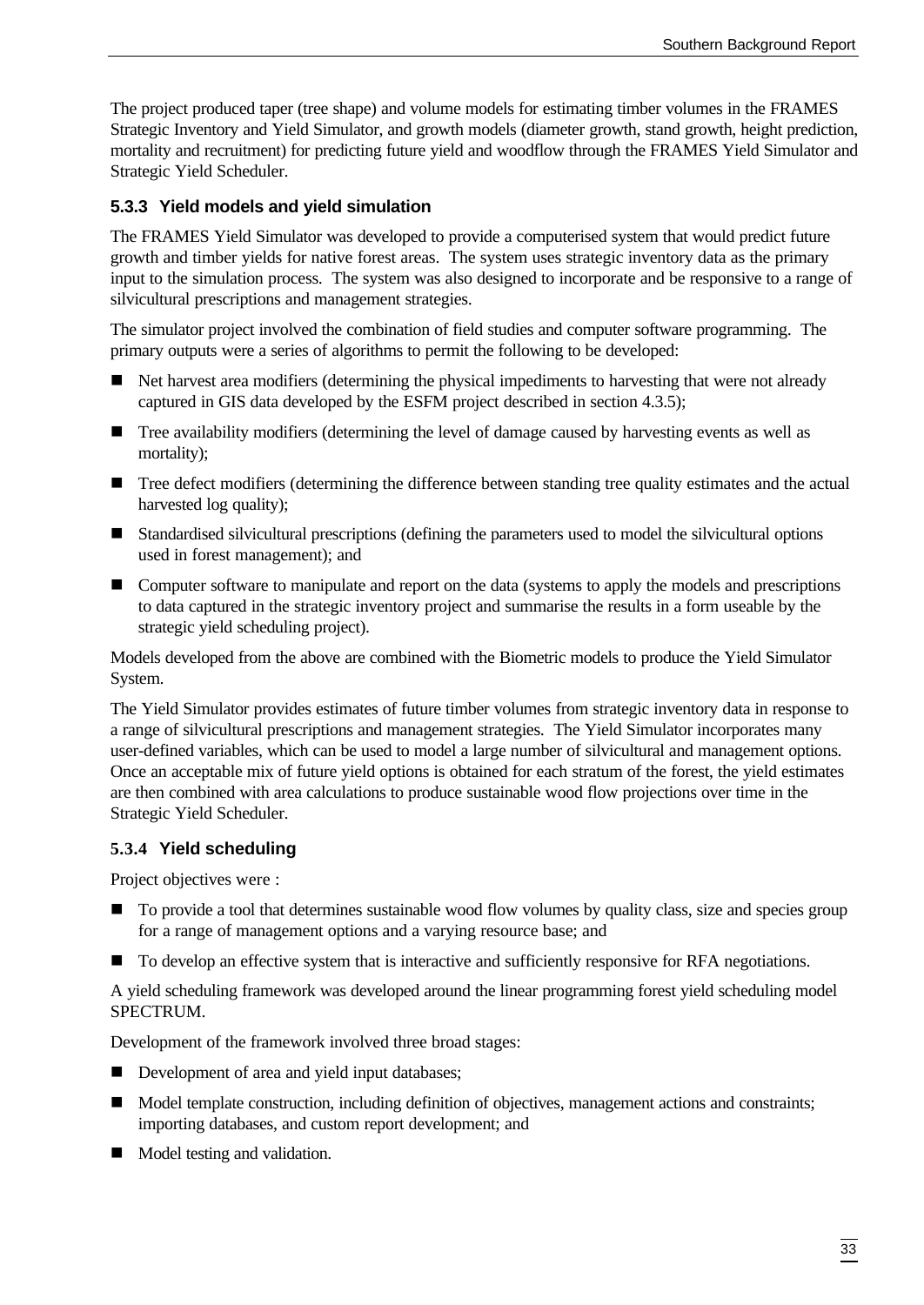The project produced taper (tree shape) and volume models for estimating timber volumes in the FRAMES Strategic Inventory and Yield Simulator, and growth models (diameter growth, stand growth, height prediction, mortality and recruitment) for predicting future yield and woodflow through the FRAMES Yield Simulator and Strategic Yield Scheduler.

### 5.3.3 Yield models and yield simulation

The FRAMES Yield Simulator was developed to provide a computerised system that would predict future growth and timber yields for native forest areas. The system uses strategic inventory data as the primary input to the simulation process. The system was also designed to incorporate and be responsive to a range of silvicultural prescriptions and management strategies.

The simulator project involved the combination of field studies and computer software programming. The primary outputs were a series of algorithms to permit the following to be developed:

- Net harvest area modifiers (determining the physical impediments to harvesting that were not already captured in GIS data developed by the ESFM project described in section 4.3.5);
- Tree availability modifiers (determining the level of damage caused by harvesting events as well as mortality);
- Tree defect modifiers (determining the difference between standing tree quality estimates and the actual harvested log quality);
- Standardised silvicultural prescriptions (defining the parameters used to model the silvicultural options used in forest management); and
- Computer software to manipulate and report on the data (systems to apply the models and prescriptions to data captured in the strategic inventory project and summarise the results in a form useable by the strategic yield scheduling project).

Models developed from the above are combined with the Biometric models to produce the Yield Simulator System.

The Yield Simulator provides estimates of future timber volumes from strategic inventory data in response to a range of silvicultural prescriptions and management strategies. The Yield Simulator incorporates many user-defined variables, which can be used to model a large number of silvicultural and management options. Once an acceptable mix of future yield options is obtained for each stratum of the forest, the yield estimates are then combined with area calculations to produce sustainable wood flow projections over time in the Strategic Yield Scheduler.

### 5.3.4 Yield scheduling

Project objectives were :

- To provide a tool that determines sustainable wood flow volumes by quality class, size and species group for a range of management options and a varying resource base; and
- To develop an effective system that is interactive and sufficiently responsive for RFA negotiations.

A yield scheduling framework was developed around the linear programming forest yield scheduling model SPECTRUM.

Development of the framework involved three broad stages:

- Development of area and yield input databases;
- Model template construction, including definition of objectives, management actions and constraints; importing databases, and custom report development; and
- Model testing and validation.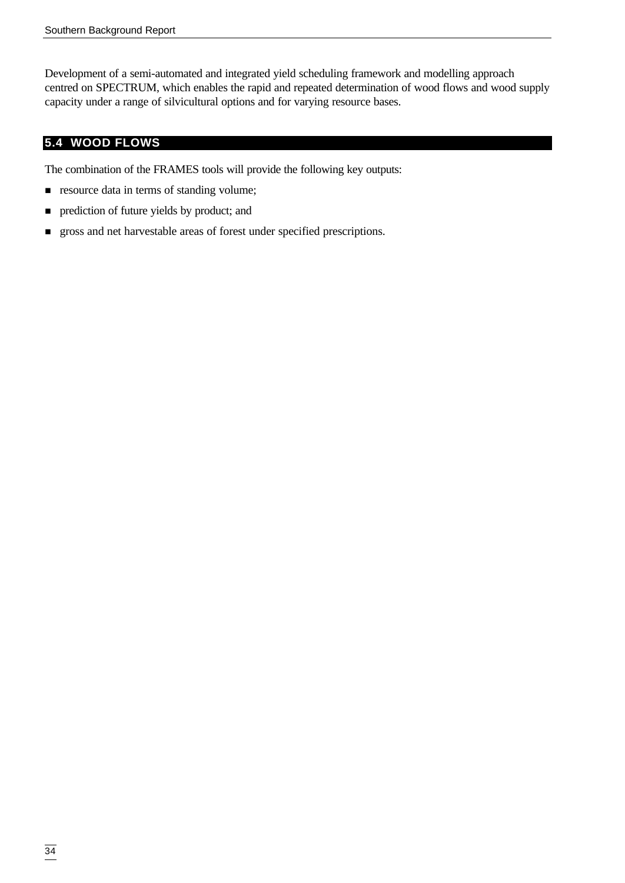Development of a semi-automated and integrated yield scheduling framework and modelling approach centred on SPECTRUM, which enables the rapid and repeated determination of wood flows and wood supply capacity under a range of silvicultural options and for varying resource bases.

## 5.4 WOOD FLOWS

The combination of the FRAMES tools will provide the following key outputs:

- resource data in terms of standing volume;
- prediction of future yields by product; and
- gross and net harvestable areas of forest under specified prescriptions.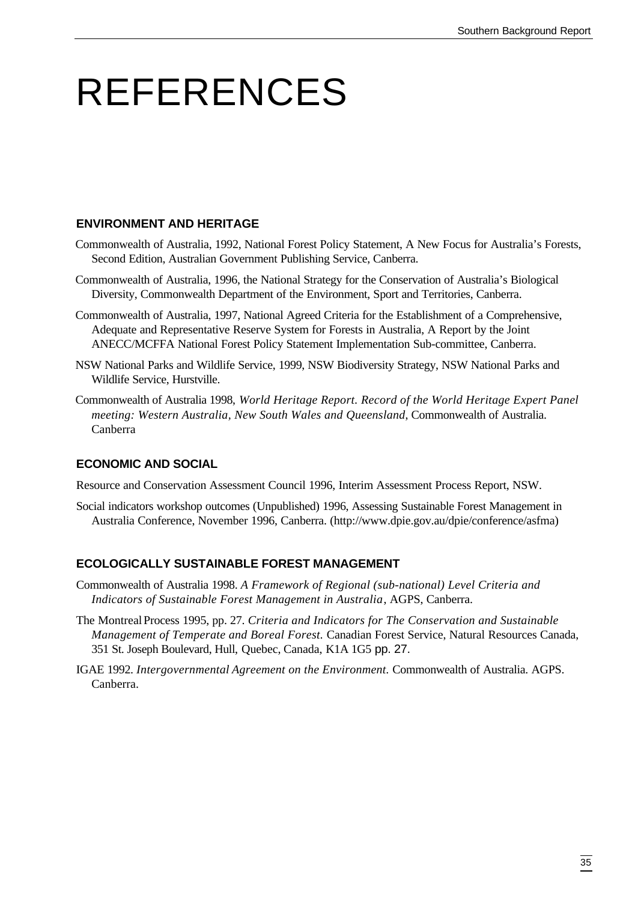# REFERENCES

### ENVIRONMENT AND HERITAGE

Commonwealth of Australia, 1992, National Forest Policy Statement, A New Focus for Australia's Forests, Second Edition, Australian Government Publishing Service, Canberra.

Commonwealth of Australia, 1996, the National Strategy for the Conservation of Australia's Biological Diversity, Commonwealth Department of the Environment, Sport and Territories, Canberra.

Commonwealth of Australia, 1997, National Agreed Criteria for the Establishment of a Comprehensive, Adequate and Representative Reserve System for Forests in Australia, A Report by the Joint ANECC/MCFFA National Forest Policy Statement Implementation Sub-committee, Canberra.

NSW National Parks and Wildlife Service, 1999, NSW Biodiversity Strategy, NSW National Parks and Wildlife Service, Hurstville.

Commonwealth of Australia 1998, *World Heritage Report. Record of the World Heritage Expert Panel meeting: Western Australia, New South Wales and Queensland*, Commonwealth of Australia. Canberra

### ECONOMIC AND SOCIAL

Resource and Conservation Assessment Council 1996, Interim Assessment Process Report, NSW.

Social indicators workshop outcomes (Unpublished) 1996, Assessing Sustainable Forest Management in Australia Conference, November 1996, Canberra. (http://www.dpie.gov.au/dpie/conference/asfma)

### ECOLOGICALLY SUSTAINABLE FOREST MANAGEMENT

Commonwealth of Australia 1998. *A Framework of Regional (sub-national) Level Criteria and Indicators of Sustainable Forest Management in Australia*, AGPS, Canberra.

The Montreal Process 1995, pp. 27. *Criteria and Indicators for The Conservation and Sustainable Management of Temperate and Boreal Forest.* Canadian Forest Service, Natural Resources Canada, 351 St. Joseph Boulevard, Hull, Quebec, Canada, K1A 1G5 pp. 27.

IGAE 1992. *Intergovernmental Agreement on the Environment.* Commonwealth of Australia. AGPS. Canberra.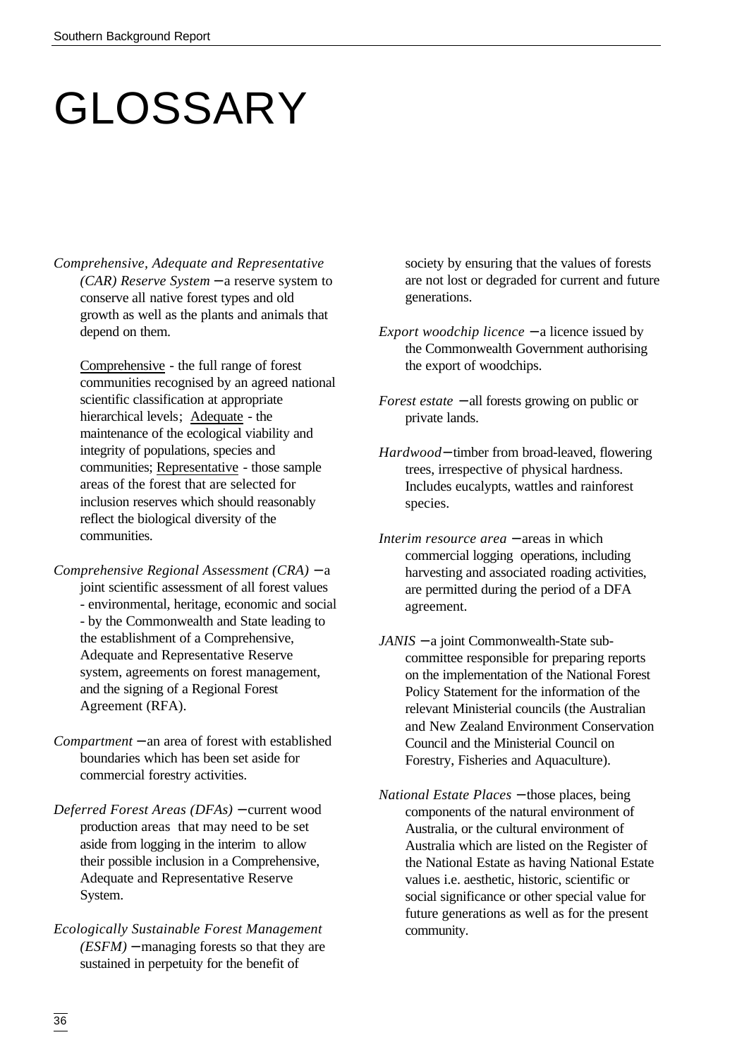# GLOSSARY

*Comprehensive, Adequate and Representative (CAR) Reserve System* – a reserve system to conserve all native forest types and old growth as well as the plants and animals that depend on them.

Comprehensive - the full range of forest communities recognised by an agreed national scientific classification at appropriate hierarchical levels; Adequate - the maintenance of the ecological viability and integrity of populations, species and communities; Representative - those sample areas of the forest that are selected for inclusion reserves which should reasonably reflect the biological diversity of the communities.

*Comprehensive Regional Assessment (CRA)* – a joint scientific assessment of all forest values - environmental, heritage, economic and social - by the Commonwealth and State leading to the establishment of a Comprehensive, Adequate and Representative Reserve system, agreements on forest management, and the signing of a Regional Forest Agreement (RFA).

*Compartment* – an area of forest with established boundaries which has been set aside for commercial forestry activities.

*Deferred Forest Areas (DFAs)* – current wood production areas that may need to be set aside from logging in the interim to allow their possible inclusion in a Comprehensive, Adequate and Representative Reserve System.

*Ecologically Sustainable Forest Management (ESFM)* – managing forests so that they are sustained in perpetuity for the benefit of society by ensuring that the values of forests are not lost or degraded for current and future generations.

*Export woodchip licence* – a licence issued by the Commonwealth Government authorising the export of woodchips.

*Forest estate* – all forests growing on public or private lands.

*Hardwood* – timber from broad-leaved, flowering trees, irrespective of physical hardness. Includes eucalypts, wattles and rainforest species.

*Interim resource area* – areas in which commercial logging operations, including harvesting and associated roading activities, are permitted during the period of a DFA agreement.

*JANIS* – a joint Commonwealth-State sub-committee responsible for preparing reports on the implementation of the National Forest Policy Statement for the information of the relevant Ministerial councils (the Australian and New Zealand Environment Conservation Council and the Ministerial Council on Forestry, Fisheries and Aquaculture).

*National Estate Places* – those places, being components of the natural environment of Australia, or the cultural environment of Australia which are listed on the Register of the National Estate as having National Estate values i.e. aesthetic, historic, scientific or social significance or other special value for future generations as well as for the present community.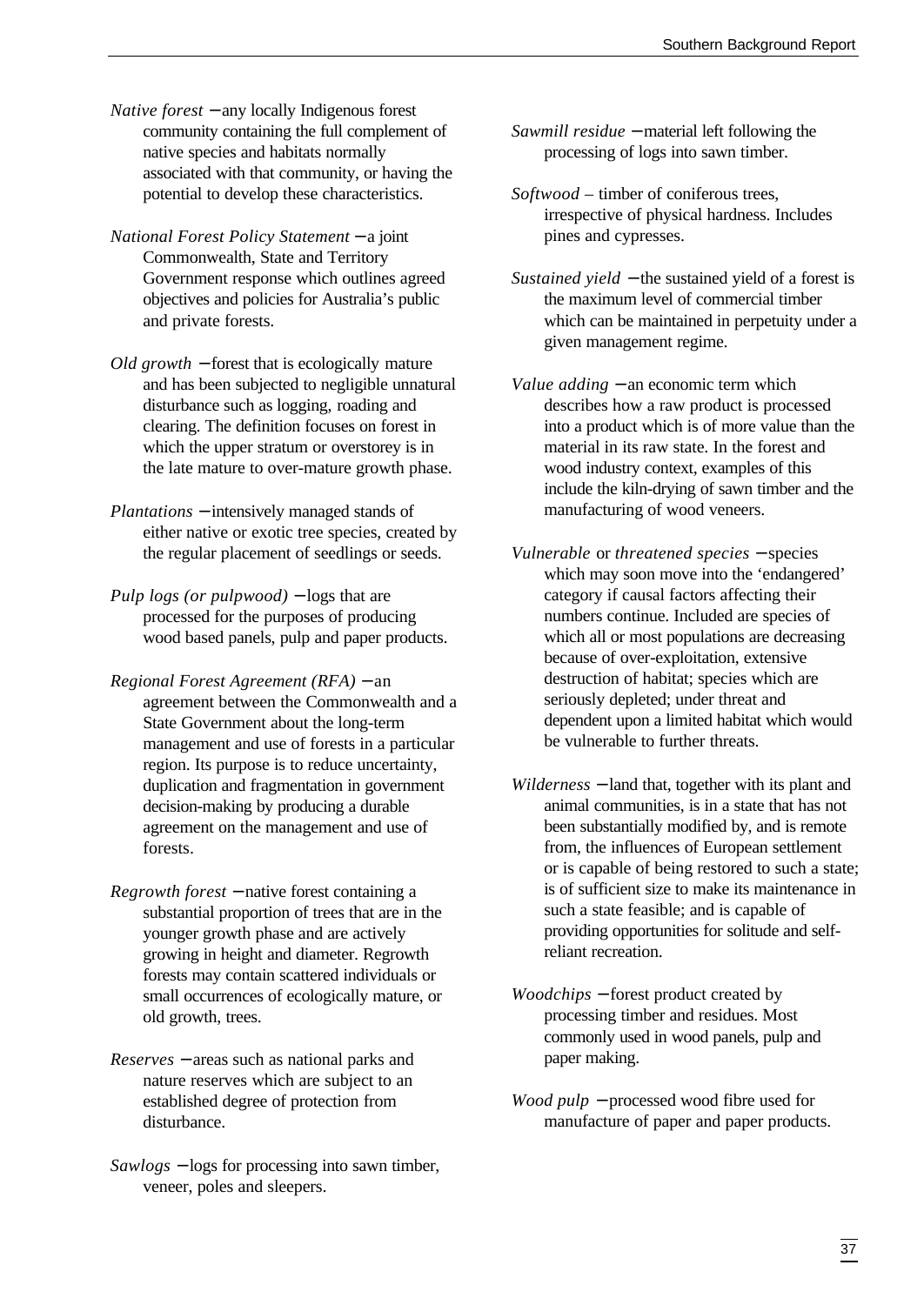*Native forest* – any locally Indigenous forest community containing the full complement of native species and habitats normally associated with that community, or having the potential to develop these characteristics.

*National Forest Policy Statement* – a joint Commonwealth, State and Territory Government response which outlines agreed objectives and policies for Australia's public and private forests.

*Old growth* – forest that is ecologically mature and has been subjected to negligible unnatural disturbance such as logging, roading and clearing. The definition focuses on forest in which the upper stratum or overstorey is in the late mature to over-mature growth phase.

*Plantations* – intensively managed stands of either native or exotic tree species, created by the regular placement of seedlings or seeds.

*Pulp logs (or pulpwood)* – logs that are processed for the purposes of producing wood based panels, pulp and paper products.

*Regional Forest Agreement (RFA)* – an agreement between the Commonwealth and a State Government about the long-term management and use of forests in a particular region. Its purpose is to reduce uncertainty, duplication and fragmentation in government decision-making by producing a durable agreement on the management and use of forests.

*Regrowth forest* – native forest containing a substantial proportion of trees that are in the younger growth phase and are actively growing in height and diameter. Regrowth forests may contain scattered individuals or small occurrences of ecologically mature, or old growth, trees.

*Reserves* – areas such as national parks and nature reserves which are subject to an established degree of protection from disturbance.

*Sawlogs* – logs for processing into sawn timber, veneer, poles and sleepers.

*Sawmill residue* – material left following the processing of logs into sawn timber.

*Softwood* – timber of coniferous trees, irrespective of physical hardness. Includes pines and cypresses.

*Sustained yield* – the sustained yield of a forest is the maximum level of commercial timber which can be maintained in perpetuity under a given management regime.

*Value adding* – an economic term which describes how a raw product is processed into a product which is of more value than the material in its raw state. In the forest and wood industry context, examples of this include the kiln-drying of sawn timber and the manufacturing of wood veneers.

*Vulnerable* or *threatened species* – species which may soon move into the 'endangered' category if causal factors affecting their numbers continue. Included are species of which all or most populations are decreasing because of over-exploitation, extensive destruction of habitat; species which are seriously depleted; under threat and dependent upon a limited habitat which would be vulnerable to further threats.

*Wilderness* – land that, together with its plant and animal communities, is in a state that has not been substantially modified by, and is remote from, the influences of European settlement or is capable of being restored to such a state; is of sufficient size to make its maintenance in such a state feasible; and is capable of providing opportunities for solitude and self-reliant recreation.

*Woodchips* – forest product created by processing timber and residues. Most commonly used in wood panels, pulp and paper making.

*Wood pulp* – processed wood fibre used for manufacture of paper and paper products.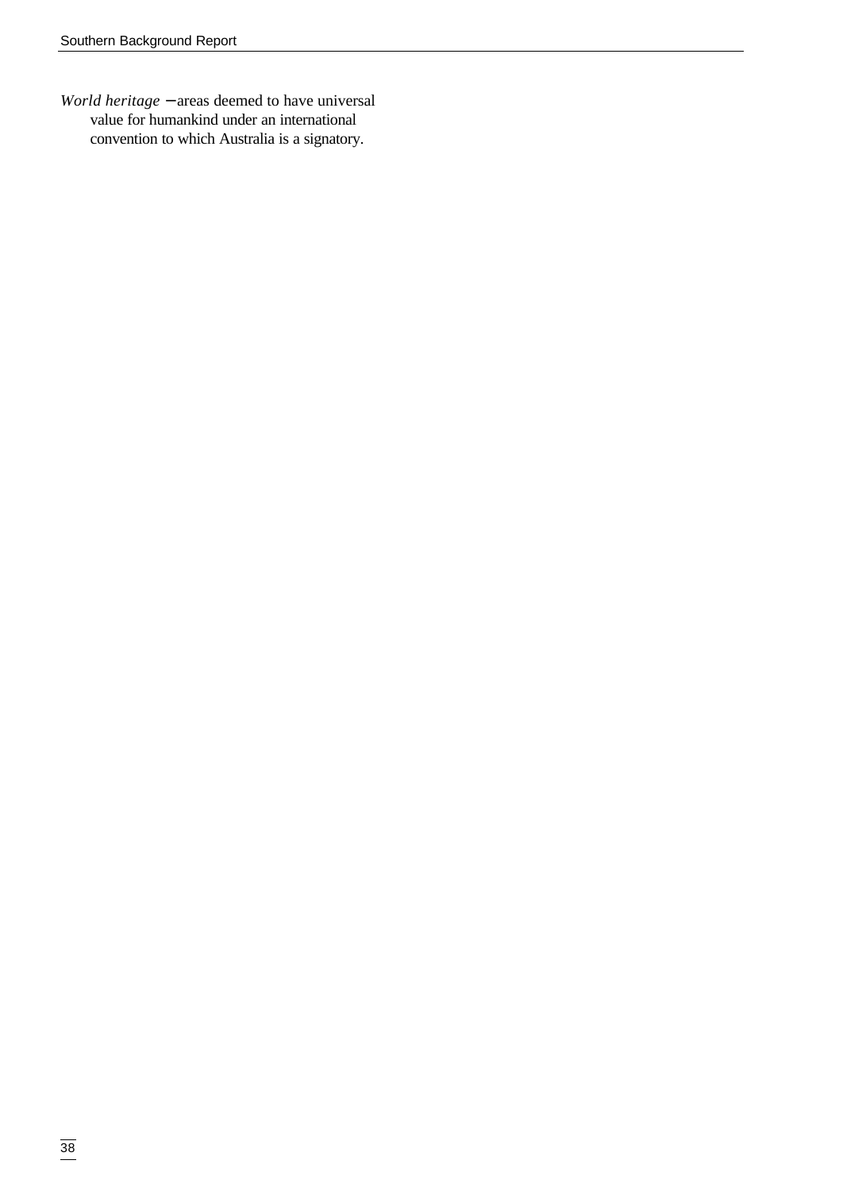*World heritage* – areas deemed to have universal value for humankind under an international convention to which Australia is a signatory.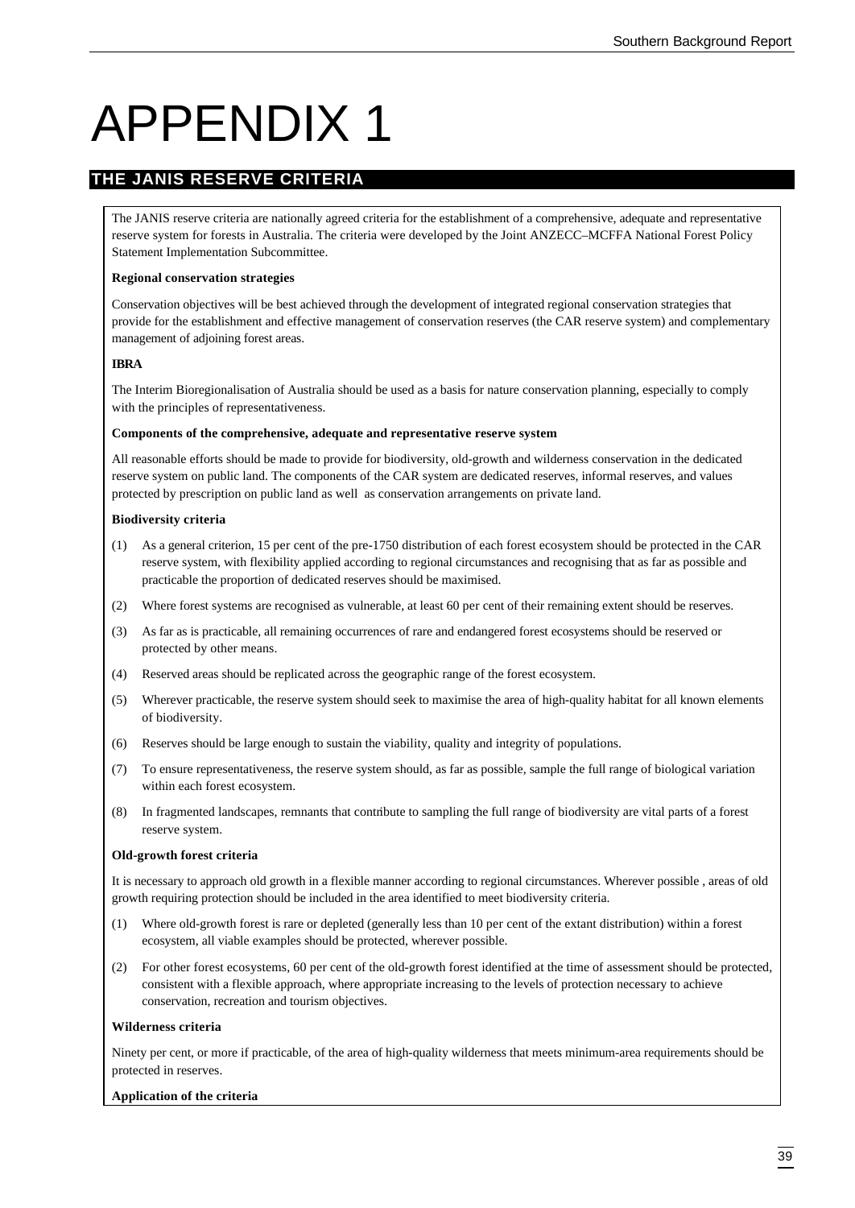# APPENDIX 1

## THE JANIS RESERVE CRITERIA

The JANIS reserve criteria are nationally agreed criteria for the establishment of a comprehensive, adequate and representative reserve system for forests in Australia. The criteria were developed by the Joint ANZECC–MCFFA National Forest Policy Statement Implementation Subcommittee.

**Regional conservation strategies**

Conservation objectives will be best achieved through the development of integrated regional conservation strategies that provide for the establishment and effective management of conservation reserves (the CAR reserve system) and complementary management of adjoining forest areas.

**IBRA**

The Interim Bioregionalisation of Australia should be used as a basis for nature conservation planning, especially to comply with the principles of representativeness.

**Components of the comprehensive, adequate and representative reserve system**

All reasonable efforts should be made to provide for biodiversity, old-growth and wilderness conservation in the dedicated reserve system on public land. The components of the CAR system are dedicated reserves, informal reserves, and values protected by prescription on public land as well as conservation arrangements on private land.

**Biodiversity criteria**

(1) As a general criterion, 15 per cent of the pre-1750 distribution of each forest ecosystem should be protected in the CAR reserve system, with flexibility applied according to regional circumstances and recognising that as far as possible and practicable the proportion of dedicated reserves should be maximised.

(2) Where forest systems are recognised as vulnerable, at least 60 per cent of their remaining extent should be reserves.

(3) As far as is practicable, all remaining occurrences of rare and endangered forest ecosystems should be reserved or protected by other means.

(4) Reserved areas should be replicated across the geographic range of the forest ecosystem.

(5) Wherever practicable, the reserve system should seek to maximise the area of high-quality habitat for all known elements of biodiversity.

(6) Reserves should be large enough to sustain the viability, quality and integrity of populations.

(7) To ensure representativeness, the reserve system should, as far as possible, sample the full range of biological variation within each forest ecosystem.

(8) In fragmented landscapes, remnants that contribute to sampling the full range of biodiversity are vital parts of a forest reserve system.

**Old-growth forest criteria**

It is necessary to approach old growth in a flexible manner according to regional circumstances. Wherever possible , areas of old growth requiring protection should be included in the area identified to meet biodiversity criteria.

(1) Where old-growth forest is rare or depleted (generally less than 10 per cent of the extant distribution) within a forest ecosystem, all viable examples should be protected, wherever possible.

(2) For other forest ecosystems, 60 per cent of the old-growth forest identified at the time of assessment should be protected, consistent with a flexible approach, where appropriate increasing to the levels of protection necessary to achieve conservation, recreation and tourism objectives.

**Wilderness criteria**

Ninety per cent, or more if practicable, of the area of high-quality wilderness that meets minimum-area requirements should be protected in reserves.

**Application of the criteria**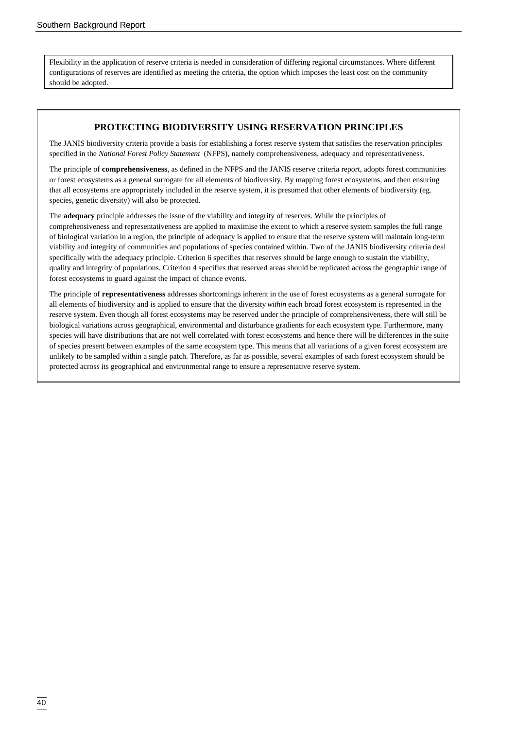Flexibility in the application of reserve criteria is needed in consideration of differing regional circumstances. Where different configurations of reserves are identified as meeting the criteria, the option which imposes the least cost on the community should be adopted.

## PROTECTING BIODIVERSITY USING RESERVATION PRINCIPLES

The JANIS biodiversity criteria provide a basis for establishing a forest reserve system that satisfies the reservation principles specified in the *National Forest Policy Statement* (NFPS), namely comprehensiveness, adequacy and representativeness.

The principle of **comprehensiveness**, as defined in the NFPS and the JANIS reserve criteria report, adopts forest communities or forest ecosystems as a general surrogate for all elements of biodiversity. By mapping forest ecosystems, and then ensuring that all ecosystems are appropriately included in the reserve system, it is presumed that other elements of biodiversity (eg. species, genetic diversity) will also be protected.

The **adequacy** principle addresses the issue of the viability and integrity of reserves. While the principles of comprehensiveness and representativeness are applied to maximise the extent to which a reserve system samples the full range of biological variation in a region, the principle of adequacy is applied to ensure that the reserve system will maintain long-term viability and integrity of communities and populations of species contained within. Two of the JANIS biodiversity criteria deal specifically with the adequacy principle. Criterion 6 specifies that reserves should be large enough to sustain the viability, quality and integrity of populations. Criterion 4 specifies that reserved areas should be replicated across the geographic range of forest ecosystems to guard against the impact of chance events.

The principle of **representativeness** addresses shortcomings inherent in the use of forest ecosystems as a general surrogate for all elements of biodiversity and is applied to ensure that the diversity *within* each broad forest ecosystem is represented in the reserve system. Even though all forest ecosystems may be reserved under the principle of comprehensiveness, there will still be biological variations across geographical, environmental and disturbance gradients for each ecosystem type. Furthermore, many species will have distributions that are not well correlated with forest ecosystems and hence there will be differences in the suite of species present between examples of the same ecosystem type. This means that all variations of a given forest ecosystem are unlikely to be sampled within a single patch. Therefore, as far as possible, several examples of each forest ecosystem should be protected across its geographical and environmental range to ensure a representative reserve system.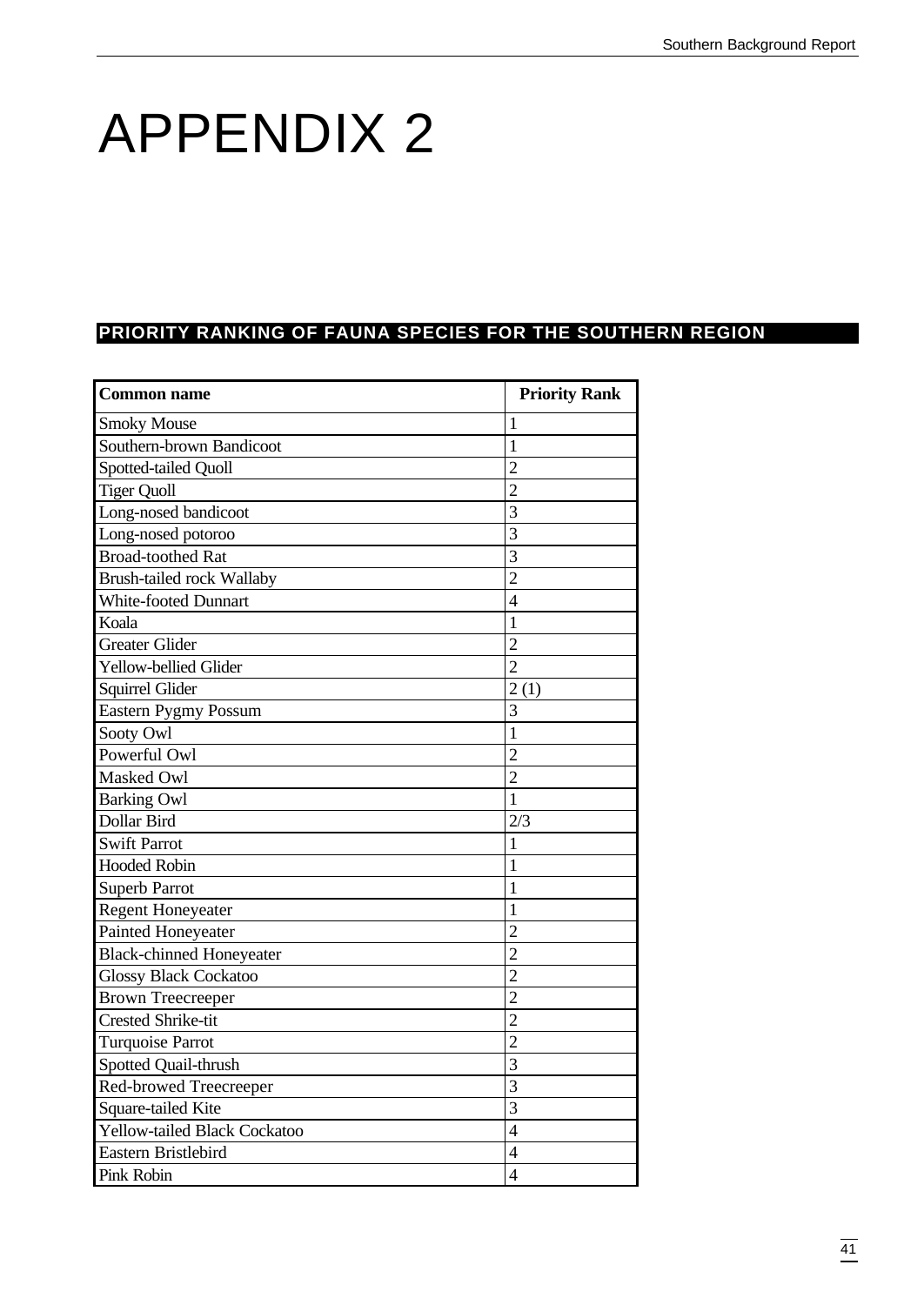# APPENDIX 2

## PRIORITY RANKING OF FAUNA SPECIES FOR THE SOUTHERN REGION

| Common name | Priority Rank |
|---|---|
| Smoky Mouse | 1 |
| Southern-brown Bandicoot | 1 |
| Spotted-tailed Quoll | 2 |
| Tiger Quoll | 2 |
| Long-nosed bandicoot | 3 |
| Long-nosed potoroo | 3 |
| Broad-toothed Rat | 3 |
| Brush-tailed rock Wallaby | 2 |
| White-footed Dunnart | 4 |
| Koala | 1 |
| Greater Glider | 2 |
| Yellow-bellied Glider | 2 |
| Squirrel Glider | 2 (1) |
| Eastern Pygmy Possum | 3 |
| Sooty Owl | 1 |
| Powerful Owl | 2 |
| Masked Owl | 2 |
| Barking Owl | 1 |
| Dollar Bird | 2/3 |
| Swift Parrot | 1 |
| Hooded Robin | 1 |
| Superb Parrot | 1 |
| Regent Honeyeater | 1 |
| Painted Honeyeater | 2 |
| Black-chinned Honeyeater | 2 |
| Glossy Black Cockatoo | 2 |
| Brown Treecreeper | 2 |
| Crested Shrike-tit | 2 |
| Turquoise Parrot | 2 |
| Spotted Quail-thrush | 3 |
| Red-browed Treecreeper | 3 |
| Square-tailed Kite | 3 |
| Yellow-tailed Black Cockatoo | 4 |
| Eastern Bristlebird | 4 |
| Pink Robin | 4 |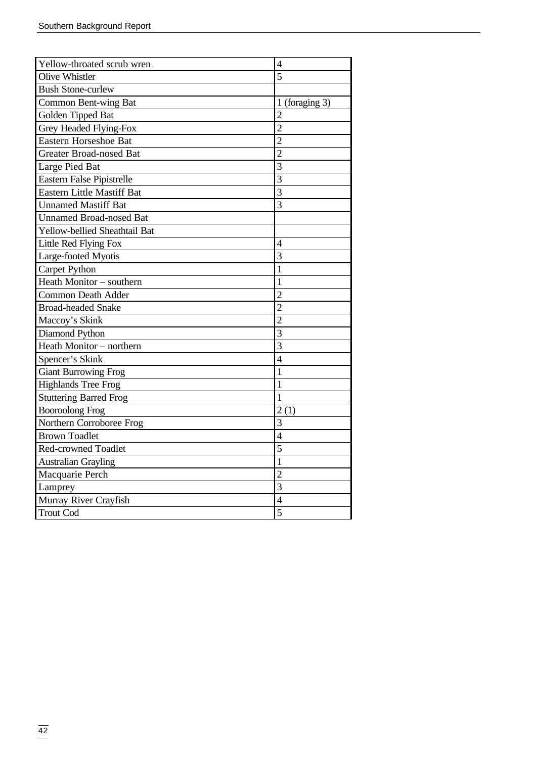| | |
|---|---|
| Yellow-throated scrub wren | 4 |
| Olive Whistler | 5 |
| Bush Stone-curlew | |
| Common Bent-wing Bat | 1 (foraging 3) |
| Golden Tipped Bat | 2 |
| Grey Headed Flying-Fox | 2 |
| Eastern Horseshoe Bat | 2 |
| Greater Broad-nosed Bat | 2 |
| Large Pied Bat | 3 |
| Eastern False Pipistrelle | 3 |
| Eastern Little Mastiff Bat | 3 |
| Unnamed Mastiff Bat | 3 |
| Unnamed Broad-nosed Bat | |
| Yellow-bellied Sheathtail Bat | |
| Little Red Flying Fox | 4 |
| Large-footed Myotis | 3 |
| Carpet Python | 1 |
| Heath Monitor – southern | 1 |
| Common Death Adder | 2 |
| Broad-headed Snake | 2 |
| Maccoy's Skink | 2 |
| Diamond Python | 3 |
| Heath Monitor – northern | 3 |
| Spencer's Skink | 4 |
| Giant Burrowing Frog | 1 |
| Highlands Tree Frog | 1 |
| Stuttering Barred Frog | 1 |
| Booroolong Frog | 2 (1) |
| Northern Corroboree Frog | 3 |
| Brown Toadlet | 4 |
| Red-crowned Toadlet | 5 |
| Australian Grayling | 1 |
| Macquarie Perch | 2 |
| Lamprey | 3 |
| Murray River Crayfish | 4 |
| Trout Cod | 5 |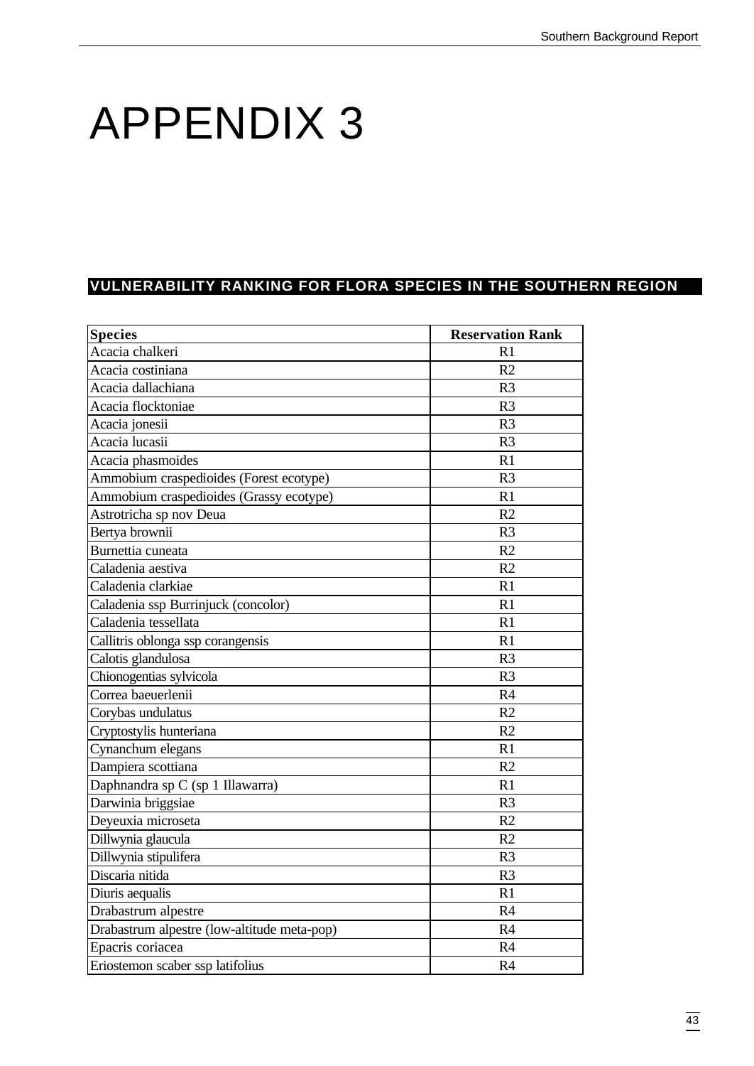# APPENDIX 3

## VULNERABILITY RANKING FOR FLORA SPECIES IN THE SOUTHERN REGION

| Species | Reservation Rank |
|---|---|
| Acacia chalkeri | R1 |
| Acacia costiniana | R2 |
| Acacia dallachiana | R3 |
| Acacia flocktoniae | R3 |
| Acacia jonesii | R3 |
| Acacia lucasii | R3 |
| Acacia phasmoides | R1 |
| Ammobium craspedioides (Forest ecotype) | R3 |
| Ammobium craspedioides (Grassy ecotype) | R1 |
| Astrotricha sp nov Deua | R2 |
| Bertya brownii | R3 |
| Burnettia cuneata | R2 |
| Caladenia aestiva | R2 |
| Caladenia clarkiae | R1 |
| Caladenia ssp Burrinjuck (concolor) | R1 |
| Caladenia tessellata | R1 |
| Callitris oblonga ssp corangensis | R1 |
| Calotis glandulosa | R3 |
| Chionogentias sylvicola | R3 |
| Correa baeuerlenii | R4 |
| Corybas undulatus | R2 |
| Cryptostylis hunteriana | R2 |
| Cynanchum elegans | R1 |
| Dampiera scottiana | R2 |
| Daphnandra sp C (sp 1 Illawarra) | R1 |
| Darwinia briggsiae | R3 |
| Deyeuxia microseta | R2 |
| Dillwynia glaucula | R2 |
| Dillwynia stipulifera | R3 |
| Discaria nitida | R3 |
| Diuris aequalis | R1 |
| Drabastrum alpestre | R4 |
| Drabastrum alpestre (low-altitude meta-pop) | R4 |
| Epacris coriacea | R4 |
| Eriostemon scaber ssp latifolius | R4 |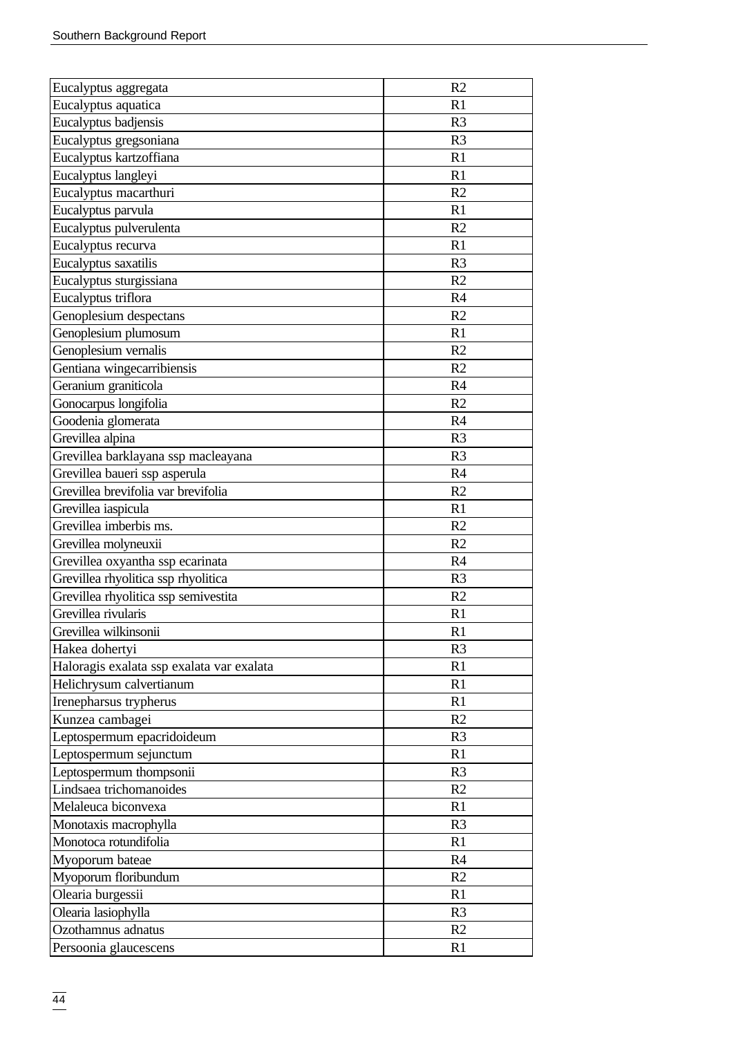| Eucalyptus aggregata | R2 |
|---|---|
| Eucalyptus aquatica | R1 |
| Eucalyptus badjensis | R3 |
| Eucalyptus gregsoniana | R3 |
| Eucalyptus kartzoffiana | R1 |
| Eucalyptus langleyi | R1 |
| Eucalyptus macarthuri | R2 |
| Eucalyptus parvula | R1 |
| Eucalyptus pulverulenta | R2 |
| Eucalyptus recurva | R1 |
| Eucalyptus saxatilis | R3 |
| Eucalyptus sturgissiana | R2 |
| Eucalyptus triflora | R4 |
| Genoplesium despectans | R2 |
| Genoplesium plumosum | R1 |
| Genoplesium vernalis | R2 |
| Gentiana wingecarribiensis | R2 |
| Geranium graniticola | R4 |
| Gonocarpus longifolia | R2 |
| Goodenia glomerata | R4 |
| Grevillea alpina | R3 |
| Grevillea barklayana ssp macleayana | R3 |
| Grevillea baueri ssp asperula | R4 |
| Grevillea brevifolia var brevifolia | R2 |
| Grevillea iaspicula | R1 |
| Grevillea imberbis ms. | R2 |
| Grevillea molyneuxii | R2 |
| Grevillea oxyantha ssp ecarinata | R4 |
| Grevillea rhyolitica ssp rhyolitica | R3 |
| Grevillea rhyolitica ssp semivestita | R2 |
| Grevillea rivularis | R1 |
| Grevillea wilkinsonii | R1 |
| Hakea dohertyi | R3 |
| Haloragis exalata ssp exalata var exalata | R1 |
| Helichrysum calvertianum | R1 |
| Irenepharsus trypherus | R1 |
| Kunzea cambagei | R2 |
| Leptospermum epacridoideum | R3 |
| Leptospermum sejunctum | R1 |
| Leptospermum thompsonii | R3 |
| Lindsaea trichomanoides | R2 |
| Melaleuca biconvexa | R1 |
| Monotaxis macrophylla | R3 |
| Monotoca rotundifolia | R1 |
| Myoporum bateae | R4 |
| Myoporum floribundum | R2 |
| Olearia burgessii | R1 |
| Olearia lasiophylla | R3 |
| Ozothamnus adnatus | R2 |
| Persoonia glaucescens | R1 |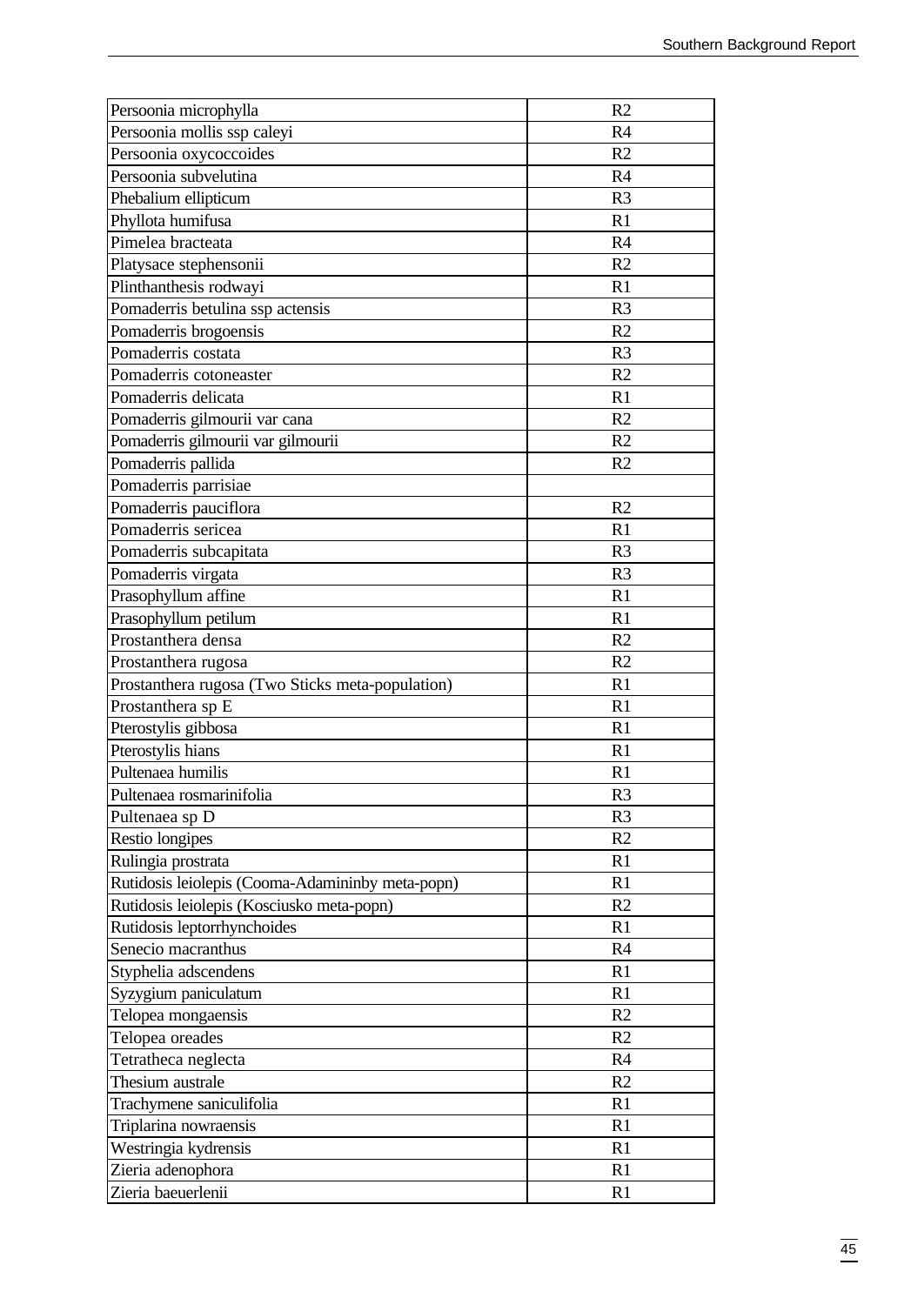| | |
|---|---|
| Persoonia microphylla | R2 |
| Persoonia mollis ssp caleyi | R4 |
| Persoonia oxycoccoides | R2 |
| Persoonia subvelutina | R4 |
| Phebalium ellipticum | R3 |
| Phyllota humifusa | R1 |
| Pimelea bracteata | R4 |
| Platysace stephensonii | R2 |
| Plinthanthesis rodwayi | R1 |
| Pomaderris betulina ssp actensis | R3 |
| Pomaderris brogoensis | R2 |
| Pomaderris costata | R3 |
| Pomaderris cotoneaster | R2 |
| Pomaderris delicata | R1 |
| Pomaderris gilmourii var cana | R2 |
| Pomaderris gilmourii var gilmourii | R2 |
| Pomaderris pallida | R2 |
| Pomaderris parrisiae | |
| Pomaderris pauciflora | R2 |
| Pomaderris sericea | R1 |
| Pomaderris subcapitata | R3 |
| Pomaderris virgata | R3 |
| Prasophyllum affine | R1 |
| Prasophyllum petilum | R1 |
| Prostanthera densa | R2 |
| Prostanthera rugosa | R2 |
| Prostanthera rugosa (Two Sticks meta-population) | R1 |
| Prostanthera sp E | R1 |
| Pterostylis gibbosa | R1 |
| Pterostylis hians | R1 |
| Pultenaea humilis | R1 |
| Pultenaea rosmarinifolia | R3 |
| Pultenaea sp D | R3 |
| Restio longipes | R2 |
| Rulingia prostrata | R1 |
| Rutidosis leiolepis (Cooma-Adamininby meta-popn) | R1 |
| Rutidosis leiolepis (Kosciusko meta-popn) | R2 |
| Rutidosis leptorrhynchoides | R1 |
| Senecio macranthus | R4 |
| Styphelia adscendens | R1 |
| Syzygium paniculatum | R1 |
| Telopea mongaensis | R2 |
| Telopea oreades | R2 |
| Tetratheca neglecta | R4 |
| Thesium australe | R2 |
| Trachymene saniculifolia | R1 |
| Triplarina nowraensis | R1 |
| Westringia kydrensis | R1 |
| Zieria adenophora | R1 |
| Zieria baeuerlenii | R1 |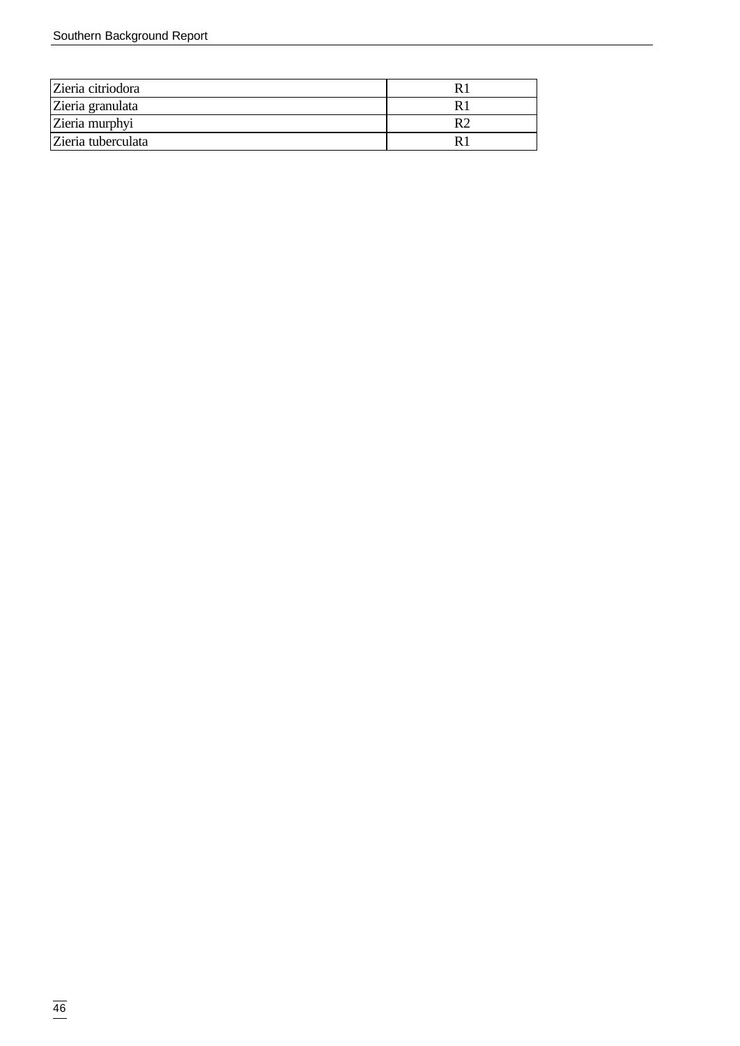| | |
|---|---|
| Zieria citriodora | R1 |
| Zieria granulata | R1 |
| Zieria murphyi | R2 |
| Zieria tuberculata | R1 |